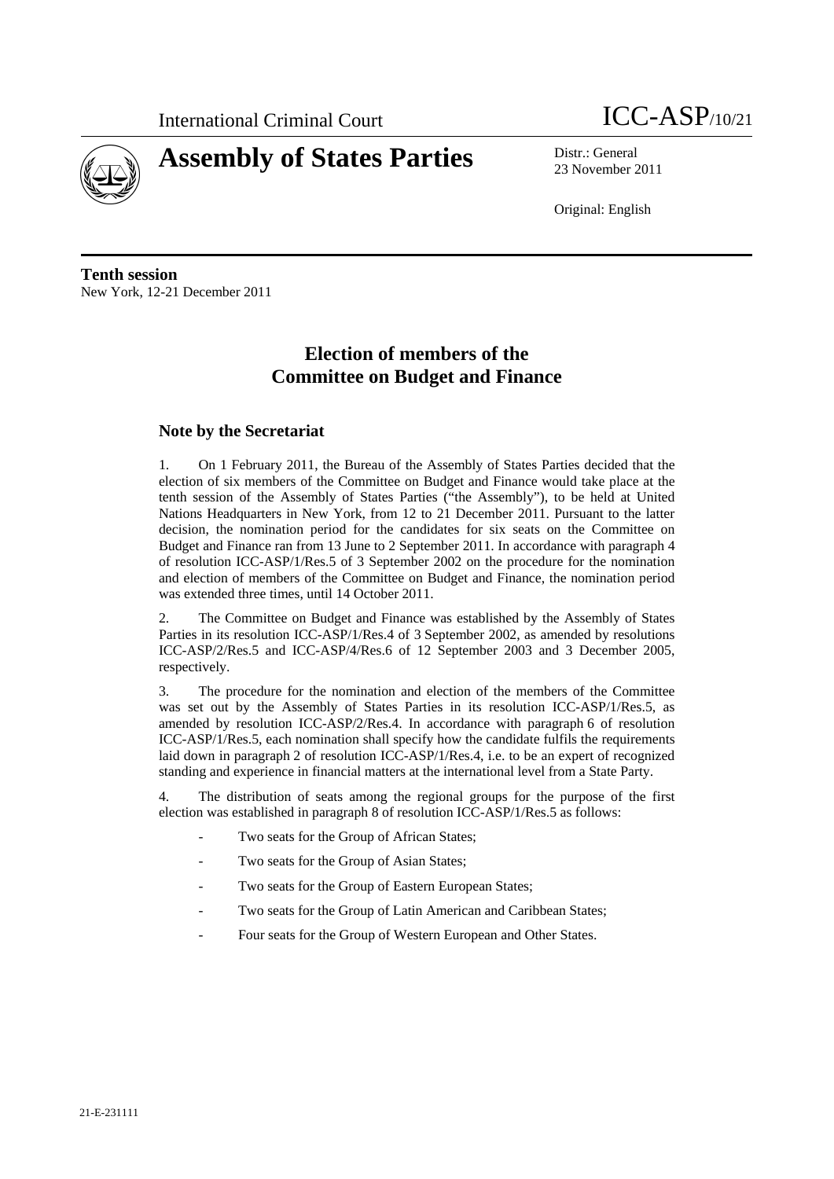International Criminal Court ICC-ASP/10/21

# Assembly of States Parties

Distr.: General
23 November 2011

Original: English

**Tenth session**
New York, 12-21 December 2011

## Election of members of the Committee on Budget and Finance

### Note by the Secretariat

1. On 1 February 2011, the Bureau of the Assembly of States Parties decided that the election of six members of the Committee on Budget and Finance would take place at the tenth session of the Assembly of States Parties ("the Assembly"), to be held at United Nations Headquarters in New York, from 12 to 21 December 2011. Pursuant to the latter decision, the nomination period for the candidates for six seats on the Committee on Budget and Finance ran from 13 June to 2 September 2011. In accordance with paragraph 4 of resolution ICC-ASP/1/Res.5 of 3 September 2002 on the procedure for the nomination and election of members of the Committee on Budget and Finance, the nomination period was extended three times, until 14 October 2011.

2. The Committee on Budget and Finance was established by the Assembly of States Parties in its resolution ICC-ASP/1/Res.4 of 3 September 2002, as amended by resolutions ICC-ASP/2/Res.5 and ICC-ASP/4/Res.6 of 12 September 2003 and 3 December 2005, respectively.

3. The procedure for the nomination and election of the members of the Committee was set out by the Assembly of States Parties in its resolution ICC-ASP/1/Res.5, as amended by resolution ICC-ASP/2/Res.4. In accordance with paragraph 6 of resolution ICC-ASP/1/Res.5, each nomination shall specify how the candidate fulfils the requirements laid down in paragraph 2 of resolution ICC-ASP/1/Res.4, i.e. to be an expert of recognized standing and experience in financial matters at the international level from a State Party.

4. The distribution of seats among the regional groups for the purpose of the first election was established in paragraph 8 of resolution ICC-ASP/1/Res.5 as follows:

- Two seats for the Group of African States;
- Two seats for the Group of Asian States;
- Two seats for the Group of Eastern European States;
- Two seats for the Group of Latin American and Caribbean States;
- Four seats for the Group of Western European and Other States.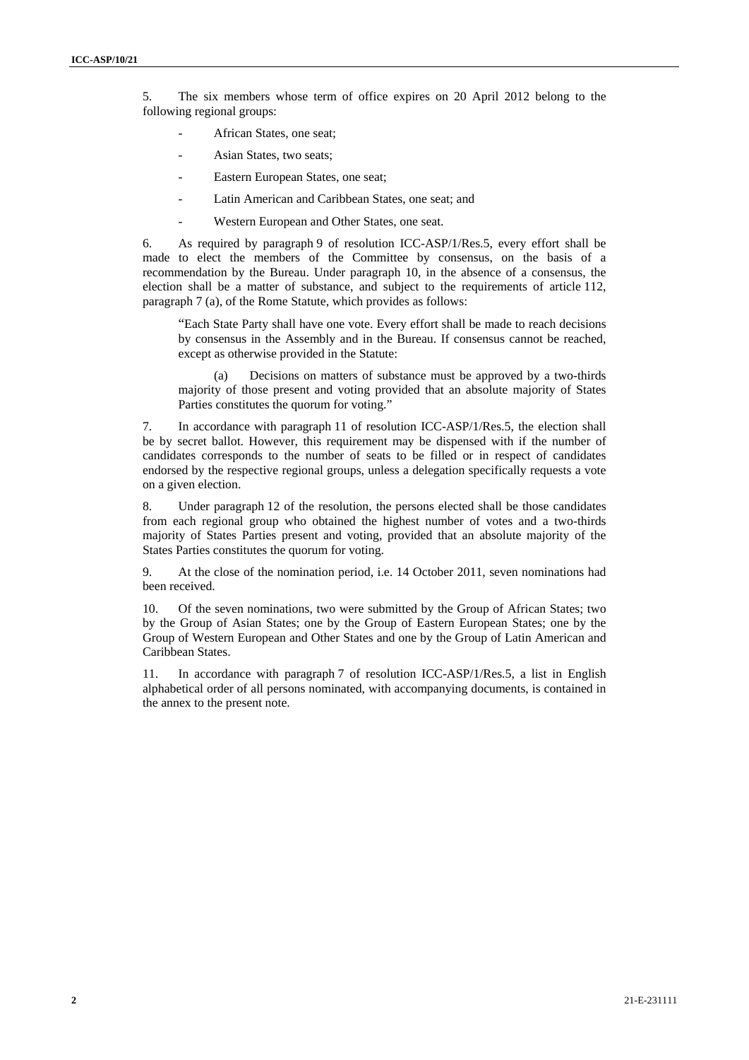5. The six members whose term of office expires on 20 April 2012 belong to the following regional groups:

- African States, one seat;
- Asian States, two seats;
- Eastern European States, one seat;
- Latin American and Caribbean States, one seat; and
- Western European and Other States, one seat.

6. As required by paragraph 9 of resolution ICC-ASP/1/Res.5, every effort shall be made to elect the members of the Committee by consensus, on the basis of a recommendation by the Bureau. Under paragraph 10, in the absence of a consensus, the election shall be a matter of substance, and subject to the requirements of article 112, paragraph 7 (a), of the Rome Statute, which provides as follows:

> "Each State Party shall have one vote. Every effort shall be made to reach decisions by consensus in the Assembly and in the Bureau. If consensus cannot be reached, except as otherwise provided in the Statute:
>
> (a) Decisions on matters of substance must be approved by a two-thirds majority of those present and voting provided that an absolute majority of States Parties constitutes the quorum for voting."

7. In accordance with paragraph 11 of resolution ICC-ASP/1/Res.5, the election shall be by secret ballot. However, this requirement may be dispensed with if the number of candidates corresponds to the number of seats to be filled or in respect of candidates endorsed by the respective regional groups, unless a delegation specifically requests a vote on a given election.

8. Under paragraph 12 of the resolution, the persons elected shall be those candidates from each regional group who obtained the highest number of votes and a two-thirds majority of States Parties present and voting, provided that an absolute majority of the States Parties constitutes the quorum for voting.

9. At the close of the nomination period, i.e. 14 October 2011, seven nominations had been received.

10. Of the seven nominations, two were submitted by the Group of African States; two by the Group of Asian States; one by the Group of Eastern European States; one by the Group of Western European and Other States and one by the Group of Latin American and Caribbean States.

11. In accordance with paragraph 7 of resolution ICC-ASP/1/Res.5, a list in English alphabetical order of all persons nominated, with accompanying documents, is contained in the annex to the present note.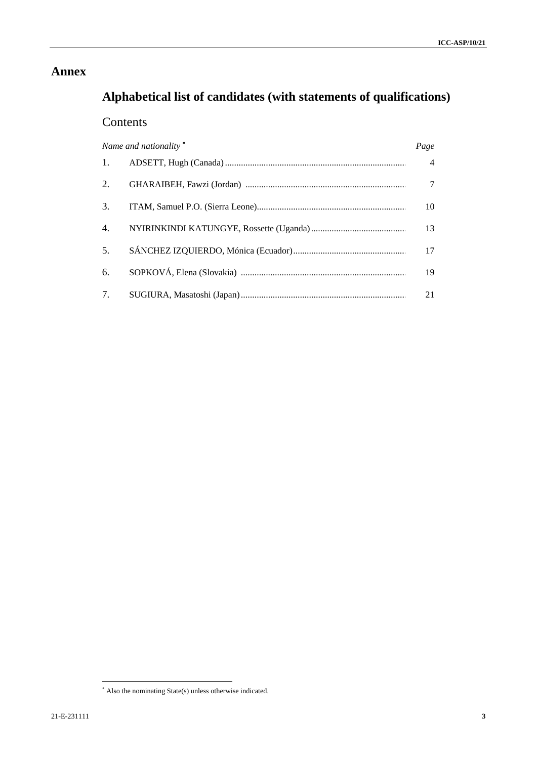# Annex

## Alphabetical list of candidates (with statements of qualifications)

### Contents

| | *Name and nationality* * | *Page* |
|---|---|---|
| 1. | ADSETT, Hugh (Canada) | 4 |
| 2. | GHARAIBEH, Fawzi (Jordan) | 7 |
| 3. | ITAM, Samuel P.O. (Sierra Leone) | 10 |
| 4. | NYIRINKINDI KATUNGYE, Rossette (Uganda) | 13 |
| 5. | SÁNCHEZ IZQUIERDO, Mónica (Ecuador) | 17 |
| 6. | SOPKOVÁ, Elena (Slovakia) | 19 |
| 7. | SUGIURA, Masatoshi (Japan) | 21 |

* Also the nominating State(s) unless otherwise indicated.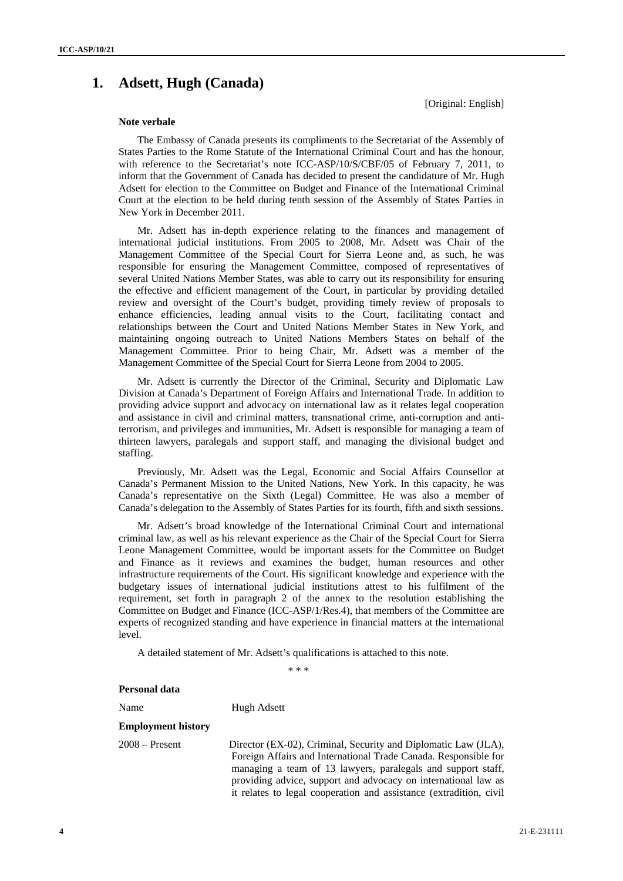## 1. Adsett, Hugh (Canada)

[Original: English]

**Note verbale**

The Embassy of Canada presents its compliments to the Secretariat of the Assembly of States Parties to the Rome Statute of the International Criminal Court and has the honour, with reference to the Secretariat's note ICC-ASP/10/S/CBF/05 of February 7, 2011, to inform that the Government of Canada has decided to present the candidature of Mr. Hugh Adsett for election to the Committee on Budget and Finance of the International Criminal Court at the election to be held during tenth session of the Assembly of States Parties in New York in December 2011.

Mr. Adsett has in-depth experience relating to the finances and management of international judicial institutions. From 2005 to 2008, Mr. Adsett was Chair of the Management Committee of the Special Court for Sierra Leone and, as such, he was responsible for ensuring the Management Committee, composed of representatives of several United Nations Member States, was able to carry out its responsibility for ensuring the effective and efficient management of the Court, in particular by providing detailed review and oversight of the Court's budget, providing timely review of proposals to enhance efficiencies, leading annual visits to the Court, facilitating contact and relationships between the Court and United Nations Member States in New York, and maintaining ongoing outreach to United Nations Members States on behalf of the Management Committee. Prior to being Chair, Mr. Adsett was a member of the Management Committee of the Special Court for Sierra Leone from 2004 to 2005.

Mr. Adsett is currently the Director of the Criminal, Security and Diplomatic Law Division at Canada's Department of Foreign Affairs and International Trade. In addition to providing advice support and advocacy on international law as it relates legal cooperation and assistance in civil and criminal matters, transnational crime, anti-corruption and anti-terrorism, and privileges and immunities, Mr. Adsett is responsible for managing a team of thirteen lawyers, paralegals and support staff, and managing the divisional budget and staffing.

Previously, Mr. Adsett was the Legal, Economic and Social Affairs Counsellor at Canada's Permanent Mission to the United Nations, New York. In this capacity, he was Canada's representative on the Sixth (Legal) Committee. He was also a member of Canada's delegation to the Assembly of States Parties for its fourth, fifth and sixth sessions.

Mr. Adsett's broad knowledge of the International Criminal Court and international criminal law, as well as his relevant experience as the Chair of the Special Court for Sierra Leone Management Committee, would be important assets for the Committee on Budget and Finance as it reviews and examines the budget, human resources and other infrastructure requirements of the Court. His significant knowledge and experience with the budgetary issues of international judicial institutions attest to his fulfilment of the requirement, set forth in paragraph 2 of the annex to the resolution establishing the Committee on Budget and Finance (ICC-ASP/1/Res.4), that members of the Committee are experts of recognized standing and have experience in financial matters at the international level.

A detailed statement of Mr. Adsett's qualifications is attached to this note.

\* \* \*

**Personal data**

Name: Hugh Adsett

**Employment history**

2008 – Present: Director (EX-02), Criminal, Security and Diplomatic Law (JLA), Foreign Affairs and International Trade Canada. Responsible for managing a team of 13 lawyers, paralegals and support staff, providing advice, support and advocacy on international law as it relates to legal cooperation and assistance (extradition, civil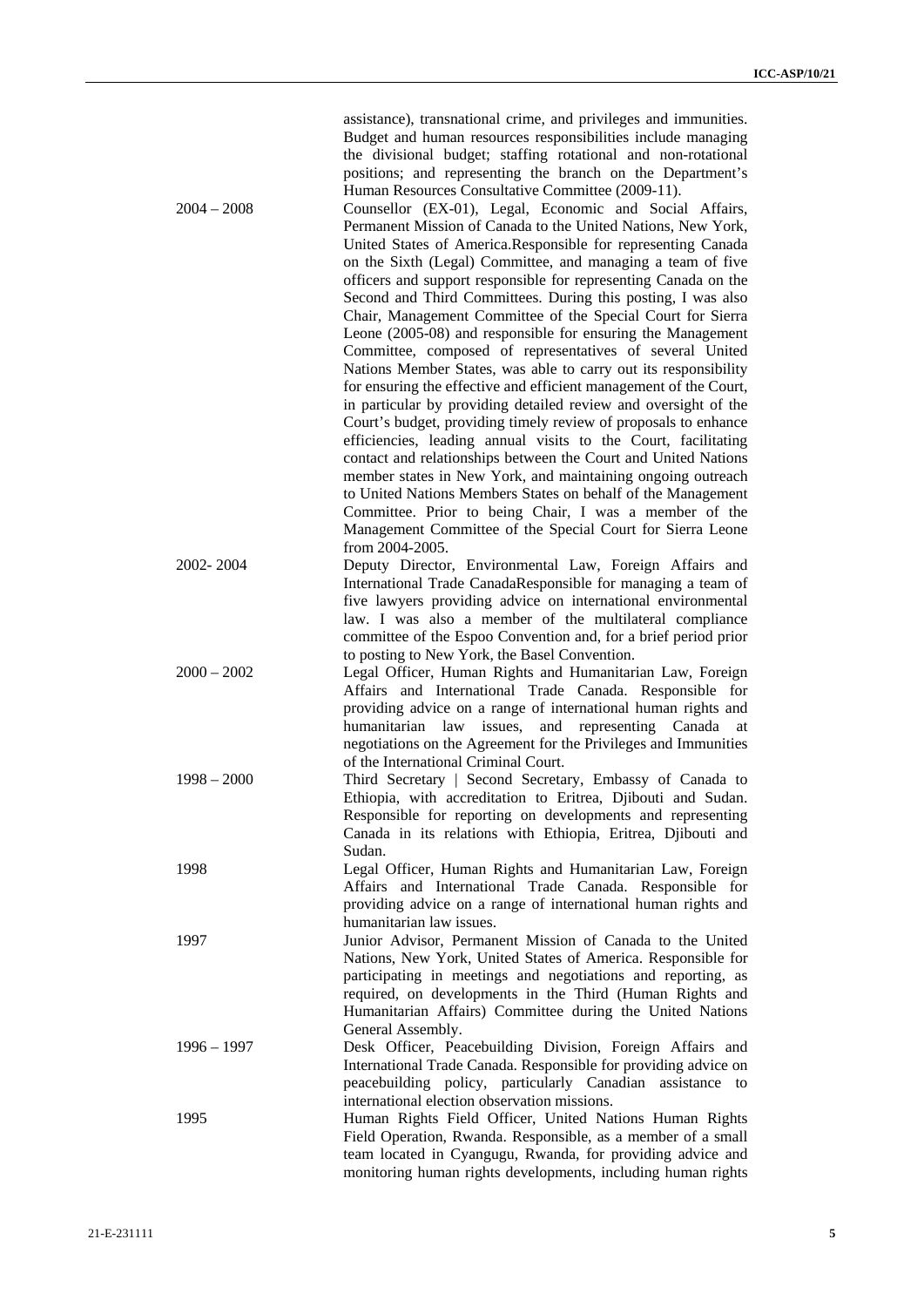| | |
|---|---|
| | assistance), transnational crime, and privileges and immunities. Budget and human resources responsibilities include managing the divisional budget; staffing rotational and non-rotational positions; and representing the branch on the Department's Human Resources Consultative Committee (2009-11). |
| 2004 – 2008 | Counsellor (EX-01), Legal, Economic and Social Affairs, Permanent Mission of Canada to the United Nations, New York, United States of America.Responsible for representing Canada on the Sixth (Legal) Committee, and managing a team of five officers and support responsible for representing Canada on the Second and Third Committees. During this posting, I was also Chair, Management Committee of the Special Court for Sierra Leone (2005-08) and responsible for ensuring the Management Committee, composed of representatives of several United Nations Member States, was able to carry out its responsibility for ensuring the effective and efficient management of the Court, in particular by providing detailed review and oversight of the Court's budget, providing timely review of proposals to enhance efficiencies, leading annual visits to the Court, facilitating contact and relationships between the Court and United Nations member states in New York, and maintaining ongoing outreach to United Nations Members States on behalf of the Management Committee. Prior to being Chair, I was a member of the Management Committee of the Special Court for Sierra Leone from 2004-2005. |
| 2002- 2004 | Deputy Director, Environmental Law, Foreign Affairs and International Trade CanadaResponsible for managing a team of five lawyers providing advice on international environmental law. I was also a member of the multilateral compliance committee of the Espoo Convention and, for a brief period prior to posting to New York, the Basel Convention. |
| 2000 – 2002 | Legal Officer, Human Rights and Humanitarian Law, Foreign Affairs and International Trade Canada. Responsible for providing advice on a range of international human rights and humanitarian law issues, and representing Canada at negotiations on the Agreement for the Privileges and Immunities of the International Criminal Court. |
| 1998 – 2000 | Third Secretary \| Second Secretary, Embassy of Canada to Ethiopia, with accreditation to Eritrea, Djibouti and Sudan. Responsible for reporting on developments and representing Canada in its relations with Ethiopia, Eritrea, Djibouti and Sudan. |
| 1998 | Legal Officer, Human Rights and Humanitarian Law, Foreign Affairs and International Trade Canada. Responsible for providing advice on a range of international human rights and humanitarian law issues. |
| 1997 | Junior Advisor, Permanent Mission of Canada to the United Nations, New York, United States of America. Responsible for participating in meetings and negotiations and reporting, as required, on developments in the Third (Human Rights and Humanitarian Affairs) Committee during the United Nations General Assembly. |
| 1996 – 1997 | Desk Officer, Peacebuilding Division, Foreign Affairs and International Trade Canada. Responsible for providing advice on peacebuilding policy, particularly Canadian assistance to international election observation missions. |
| 1995 | Human Rights Field Officer, United Nations Human Rights Field Operation, Rwanda. Responsible, as a member of a small team located in Cyangugu, Rwanda, for providing advice and monitoring human rights developments, including human rights |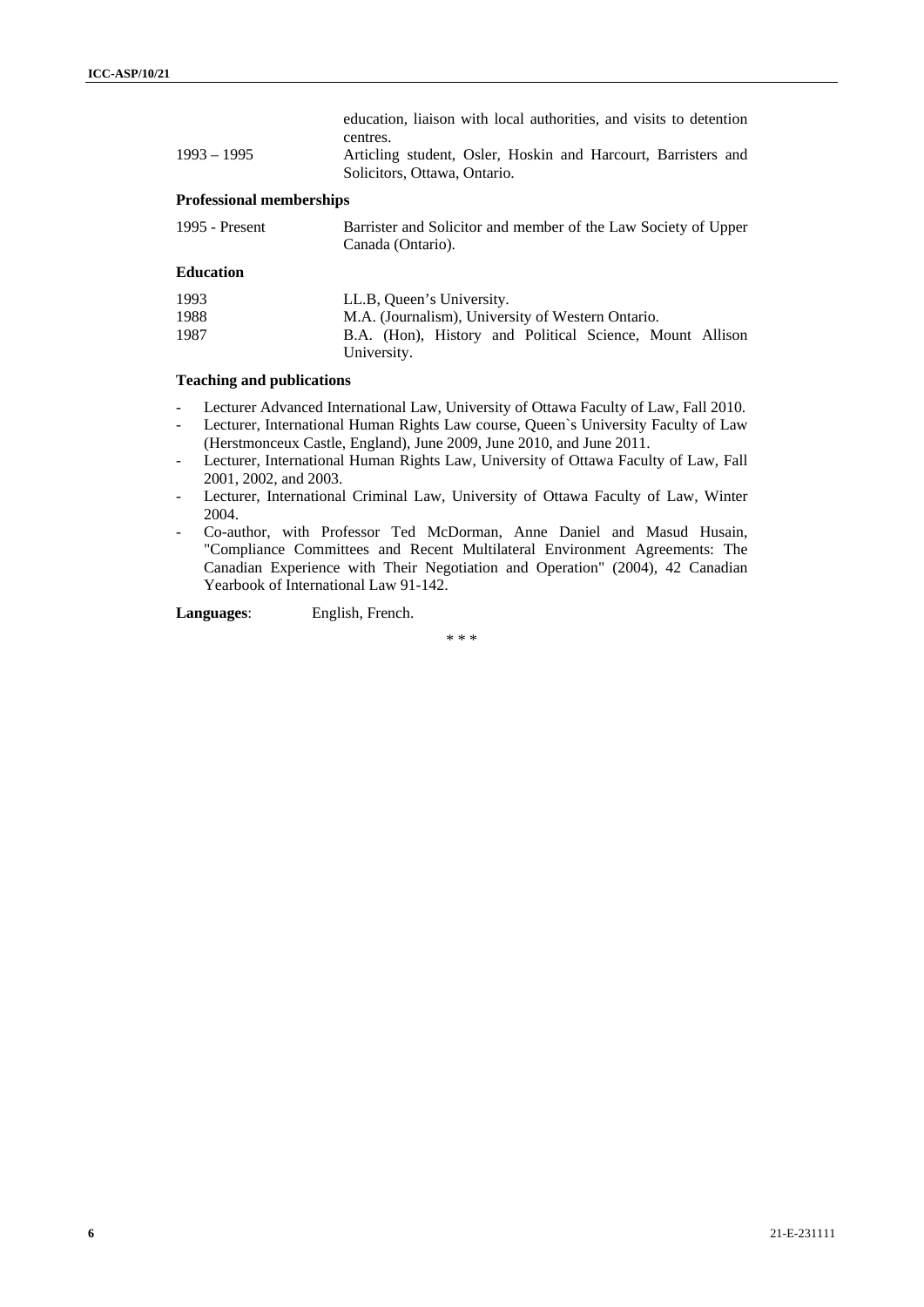| | |
|---|---|
| | education, liaison with local authorities, and visits to detention centres. |
| 1993 – 1995 | Articling student, Osler, Hoskin and Harcourt, Barristers and Solicitors, Ottawa, Ontario. |

**Professional memberships**

| | |
|---|---|
| 1995 - Present | Barrister and Solicitor and member of the Law Society of Upper Canada (Ontario). |

**Education**

| | |
|---|---|
| 1993 | LL.B, Queen's University. |
| 1988 | M.A. (Journalism), University of Western Ontario. |
| 1987 | B.A. (Hon), History and Political Science, Mount Allison University. |

**Teaching and publications**

- Lecturer Advanced International Law, University of Ottawa Faculty of Law, Fall 2010.
- Lecturer, International Human Rights Law course, Queen`s University Faculty of Law (Herstmonceux Castle, England), June 2009, June 2010, and June 2011.
- Lecturer, International Human Rights Law, University of Ottawa Faculty of Law, Fall 2001, 2002, and 2003.
- Lecturer, International Criminal Law, University of Ottawa Faculty of Law, Winter 2004.
- Co-author, with Professor Ted McDorman, Anne Daniel and Masud Husain, "Compliance Committees and Recent Multilateral Environment Agreements: The Canadian Experience with Their Negotiation and Operation" (2004), 42 Canadian Yearbook of International Law 91-142.

**Languages**: English, French.

\* \* \*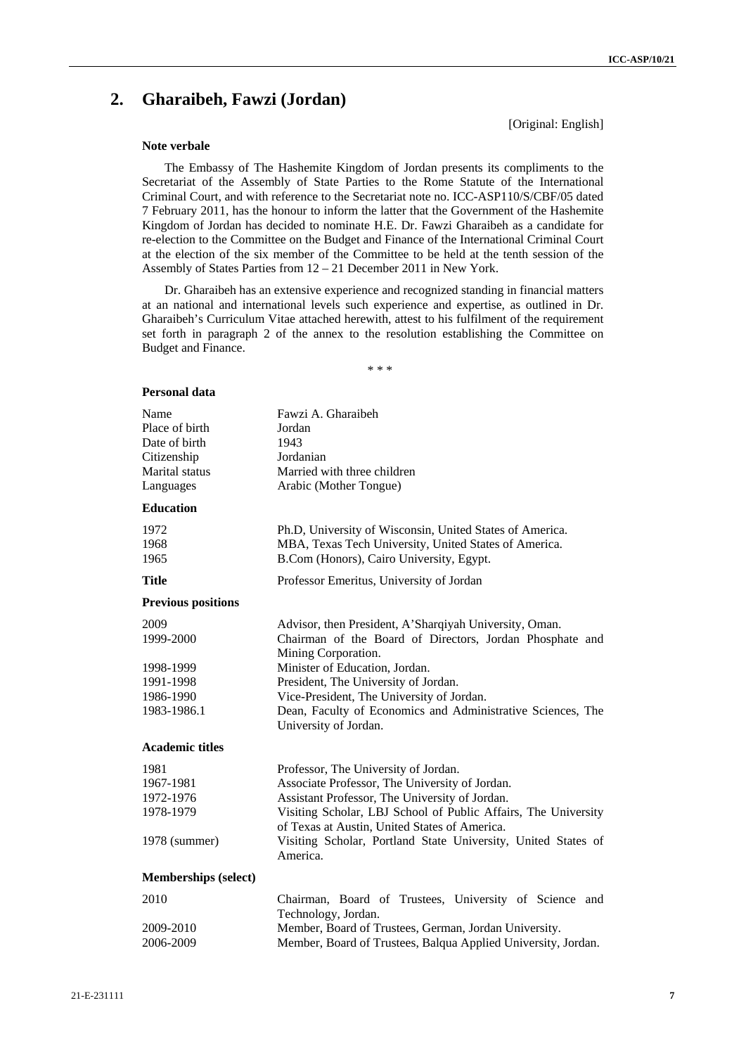## 2. Gharaibeh, Fawzi (Jordan)

[Original: English]

### Note verbale

The Embassy of The Hashemite Kingdom of Jordan presents its compliments to the Secretariat of the Assembly of State Parties to the Rome Statute of the International Criminal Court, and with reference to the Secretariat note no. ICC-ASP110/S/CBF/05 dated 7 February 2011, has the honour to inform the latter that the Government of the Hashemite Kingdom of Jordan has decided to nominate H.E. Dr. Fawzi Gharaibeh as a candidate for re-election to the Committee on the Budget and Finance of the International Criminal Court at the election of the six member of the Committee to be held at the tenth session of the Assembly of States Parties from 12 – 21 December 2011 in New York.

Dr. Gharaibeh has an extensive experience and recognized standing in financial matters at an national and international levels such experience and expertise, as outlined in Dr. Gharaibeh's Curriculum Vitae attached herewith, attest to his fulfilment of the requirement set forth in paragraph 2 of the annex to the resolution establishing the Committee on Budget and Finance.

\* \* \*

### Personal data

| | |
|---|---|
| Name | Fawzi A. Gharaibeh |
| Place of birth | Jordan |
| Date of birth | 1943 |
| Citizenship | Jordanian |
| Marital status | Married with three children |
| Languages | Arabic (Mother Tongue) |

### Education

| | |
|---|---|
| 1972 | Ph.D, University of Wisconsin, United States of America. |
| 1968 | MBA, Texas Tech University, United States of America. |
| 1965 | B.Com (Honors), Cairo University, Egypt. |

**Title** Professor Emeritus, University of Jordan

### Previous positions

| | |
|---|---|
| 2009 | Advisor, then President, A'Sharqiyah University, Oman. |
| 1999-2000 | Chairman of the Board of Directors, Jordan Phosphate and Mining Corporation. |
| 1998-1999 | Minister of Education, Jordan. |
| 1991-1998 | President, The University of Jordan. |
| 1986-1990 | Vice-President, The University of Jordan. |
| 1983-1986.1 | Dean, Faculty of Economics and Administrative Sciences, The University of Jordan. |

### Academic titles

| | |
|---|---|
| 1981 | Professor, The University of Jordan. |
| 1967-1981 | Associate Professor, The University of Jordan. |
| 1972-1976 | Assistant Professor, The University of Jordan. |
| 1978-1979 | Visiting Scholar, LBJ School of Public Affairs, The University of Texas at Austin, United States of America. |
| 1978 (summer) | Visiting Scholar, Portland State University, United States of America. |

### Memberships (select)

| | |
|---|---|
| 2010 | Chairman, Board of Trustees, University of Science and Technology, Jordan. |
| 2009-2010 | Member, Board of Trustees, German, Jordan University. |
| 2006-2009 | Member, Board of Trustees, Balqua Applied University, Jordan. |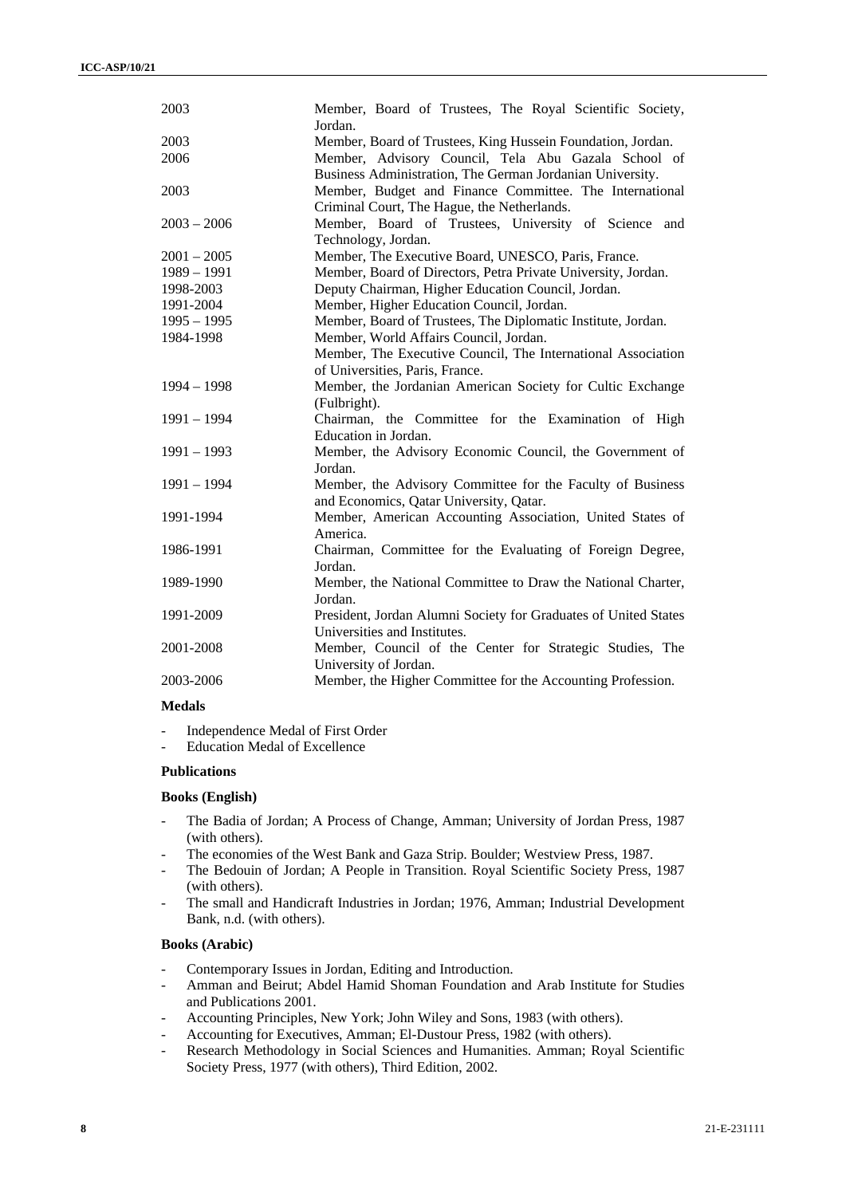| | |
|---|---|
| 2003 | Member, Board of Trustees, The Royal Scientific Society, Jordan. |
| 2003 | Member, Board of Trustees, King Hussein Foundation, Jordan. |
| 2006 | Member, Advisory Council, Tela Abu Gazala School of Business Administration, The German Jordanian University. |
| 2003 | Member, Budget and Finance Committee. The International Criminal Court, The Hague, the Netherlands. |
| 2003 – 2006 | Member, Board of Trustees, University of Science and Technology, Jordan. |
| 2001 – 2005 | Member, The Executive Board, UNESCO, Paris, France. |
| 1989 – 1991 | Member, Board of Directors, Petra Private University, Jordan. |
| 1998-2003 | Deputy Chairman, Higher Education Council, Jordan. |
| 1991-2004 | Member, Higher Education Council, Jordan. |
| 1995 – 1995 | Member, Board of Trustees, The Diplomatic Institute, Jordan. |
| 1984-1998 | Member, World Affairs Council, Jordan. |
| | Member, The Executive Council, The International Association of Universities, Paris, France. |
| 1994 – 1998 | Member, the Jordanian American Society for Cultic Exchange (Fulbright). |
| 1991 – 1994 | Chairman, the Committee for the Examination of High Education in Jordan. |
| 1991 – 1993 | Member, the Advisory Economic Council, the Government of Jordan. |
| 1991 – 1994 | Member, the Advisory Committee for the Faculty of Business and Economics, Qatar University, Qatar. |
| 1991-1994 | Member, American Accounting Association, United States of America. |
| 1986-1991 | Chairman, Committee for the Evaluating of Foreign Degree, Jordan. |
| 1989-1990 | Member, the National Committee to Draw the National Charter, Jordan. |
| 1991-2009 | President, Jordan Alumni Society for Graduates of United States Universities and Institutes. |
| 2001-2008 | Member, Council of the Center for Strategic Studies, The University of Jordan. |
| 2003-2006 | Member, the Higher Committee for the Accounting Profession. |

**Medals**

- Independence Medal of First Order
- Education Medal of Excellence

**Publications**

**Books (English)**

- The Badia of Jordan; A Process of Change, Amman; University of Jordan Press, 1987 (with others).
- The economies of the West Bank and Gaza Strip. Boulder; Westview Press, 1987.
- The Bedouin of Jordan; A People in Transition. Royal Scientific Society Press, 1987 (with others).
- The small and Handicraft Industries in Jordan; 1976, Amman; Industrial Development Bank, n.d. (with others).

**Books (Arabic)**

- Contemporary Issues in Jordan, Editing and Introduction.
- Amman and Beirut; Abdel Hamid Shoman Foundation and Arab Institute for Studies and Publications 2001.
- Accounting Principles, New York; John Wiley and Sons, 1983 (with others).
- Accounting for Executives, Amman; El-Dustour Press, 1982 (with others).
- Research Methodology in Social Sciences and Humanities. Amman; Royal Scientific Society Press, 1977 (with others), Third Edition, 2002.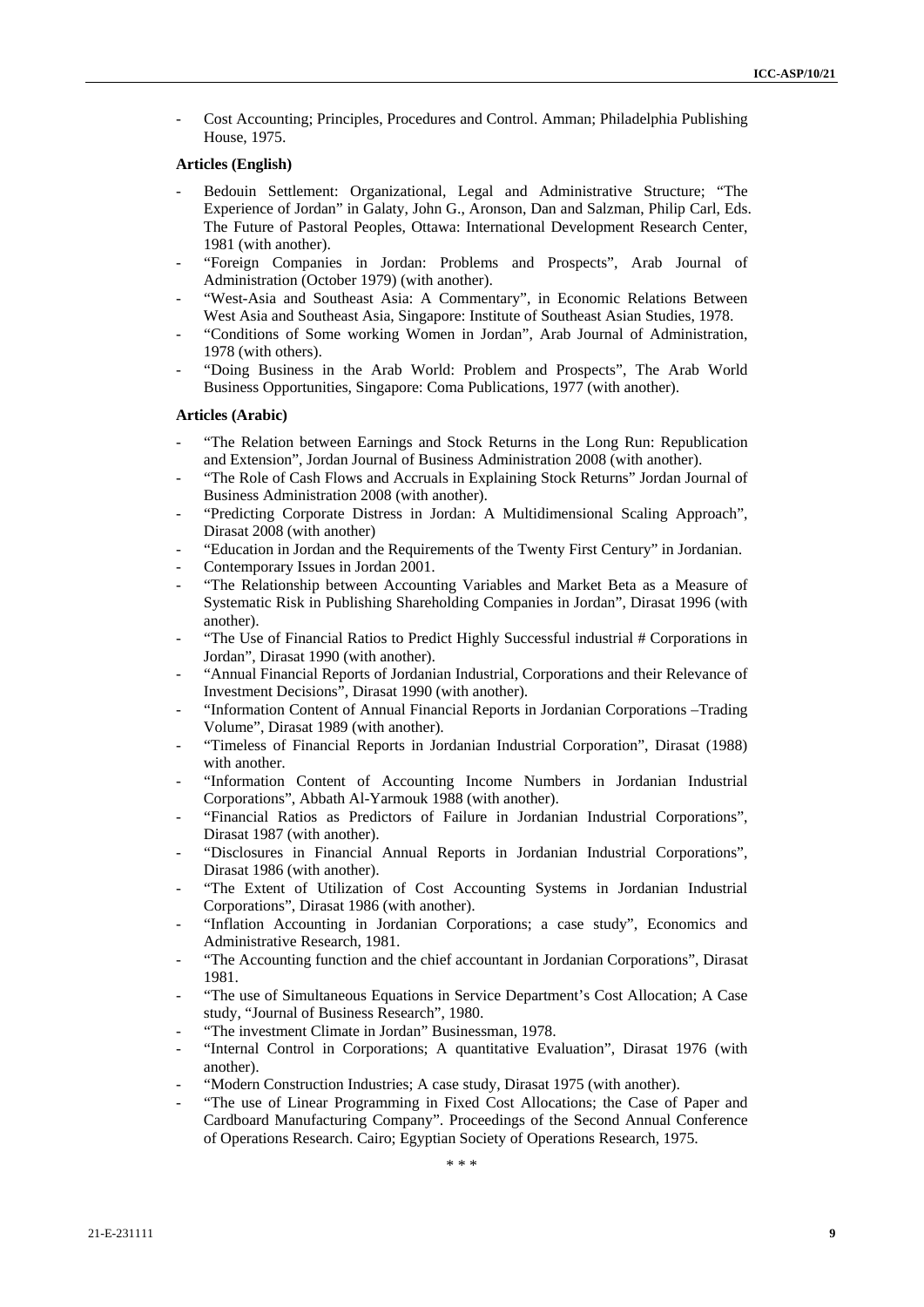- Cost Accounting; Principles, Procedures and Control. Amman; Philadelphia Publishing House, 1975.

**Articles (English)**

- Bedouin Settlement: Organizational, Legal and Administrative Structure; "The Experience of Jordan" in Galaty, John G., Aronson, Dan and Salzman, Philip Carl, Eds. The Future of Pastoral Peoples, Ottawa: International Development Research Center, 1981 (with another).
- "Foreign Companies in Jordan: Problems and Prospects", Arab Journal of Administration (October 1979) (with another).
- "West-Asia and Southeast Asia: A Commentary", in Economic Relations Between West Asia and Southeast Asia, Singapore: Institute of Southeast Asian Studies, 1978.
- "Conditions of Some working Women in Jordan", Arab Journal of Administration, 1978 (with others).
- "Doing Business in the Arab World: Problem and Prospects", The Arab World Business Opportunities, Singapore: Coma Publications, 1977 (with another).

**Articles (Arabic)**

- "The Relation between Earnings and Stock Returns in the Long Run: Republication and Extension", Jordan Journal of Business Administration 2008 (with another).
- "The Role of Cash Flows and Accruals in Explaining Stock Returns" Jordan Journal of Business Administration 2008 (with another).
- "Predicting Corporate Distress in Jordan: A Multidimensional Scaling Approach", Dirasat 2008 (with another)
- "Education in Jordan and the Requirements of the Twenty First Century" in Jordanian.
- Contemporary Issues in Jordan 2001.
- "The Relationship between Accounting Variables and Market Beta as a Measure of Systematic Risk in Publishing Shareholding Companies in Jordan", Dirasat 1996 (with another).
- "The Use of Financial Ratios to Predict Highly Successful industrial # Corporations in Jordan", Dirasat 1990 (with another).
- "Annual Financial Reports of Jordanian Industrial, Corporations and their Relevance of Investment Decisions", Dirasat 1990 (with another).
- "Information Content of Annual Financial Reports in Jordanian Corporations –Trading Volume", Dirasat 1989 (with another).
- "Timeless of Financial Reports in Jordanian Industrial Corporation", Dirasat (1988) with another.
- "Information Content of Accounting Income Numbers in Jordanian Industrial Corporations", Abbath Al-Yarmouk 1988 (with another).
- "Financial Ratios as Predictors of Failure in Jordanian Industrial Corporations", Dirasat 1987 (with another).
- "Disclosures in Financial Annual Reports in Jordanian Industrial Corporations", Dirasat 1986 (with another).
- "The Extent of Utilization of Cost Accounting Systems in Jordanian Industrial Corporations", Dirasat 1986 (with another).
- "Inflation Accounting in Jordanian Corporations; a case study", Economics and Administrative Research, 1981.
- "The Accounting function and the chief accountant in Jordanian Corporations", Dirasat 1981.
- "The use of Simultaneous Equations in Service Department's Cost Allocation; A Case study, "Journal of Business Research", 1980.
- "The investment Climate in Jordan" Businessman, 1978.
- "Internal Control in Corporations; A quantitative Evaluation", Dirasat 1976 (with another).
- "Modern Construction Industries; A case study, Dirasat 1975 (with another).
- "The use of Linear Programming in Fixed Cost Allocations; the Case of Paper and Cardboard Manufacturing Company". Proceedings of the Second Annual Conference of Operations Research. Cairo; Egyptian Society of Operations Research, 1975.

\* \* \*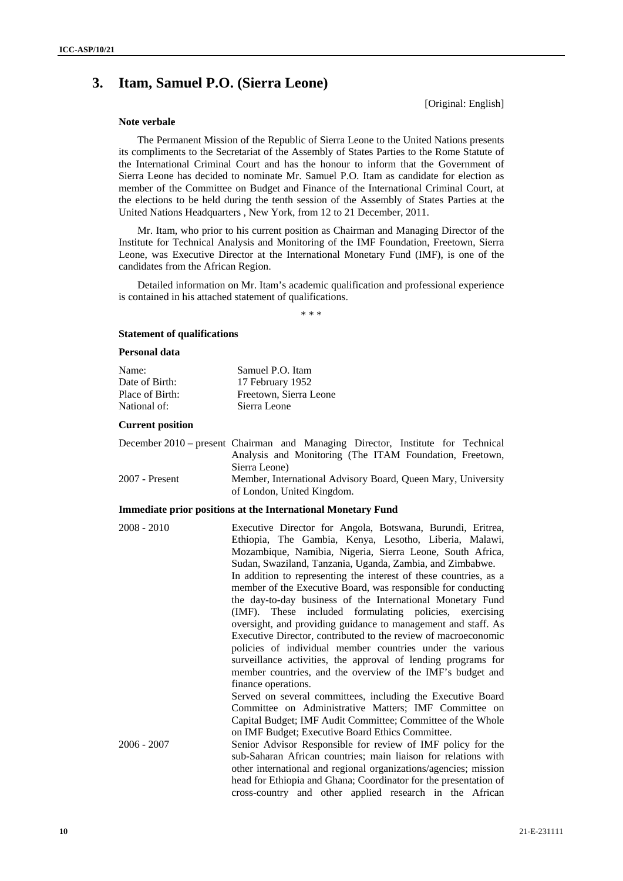## 3. Itam, Samuel P.O. (Sierra Leone)

[Original: English]

### Note verbale

The Permanent Mission of the Republic of Sierra Leone to the United Nations presents its compliments to the Secretariat of the Assembly of States Parties to the Rome Statute of the International Criminal Court and has the honour to inform that the Government of Sierra Leone has decided to nominate Mr. Samuel P.O. Itam as candidate for election as member of the Committee on Budget and Finance of the International Criminal Court, at the elections to be held during the tenth session of the Assembly of States Parties at the United Nations Headquarters , New York, from 12 to 21 December, 2011.

Mr. Itam, who prior to his current position as Chairman and Managing Director of the Institute for Technical Analysis and Monitoring of the IMF Foundation, Freetown, Sierra Leone, was Executive Director at the International Monetary Fund (IMF), is one of the candidates from the African Region.

Detailed information on Mr. Itam's academic qualification and professional experience is contained in his attached statement of qualifications.

\* \* \*

### Statement of qualifications

#### Personal data

| | |
|---|---|
| Name: | Samuel P.O. Itam |
| Date of Birth: | 17 February 1952 |
| Place of Birth: | Freetown, Sierra Leone |
| National of: | Sierra Leone |

#### Current position

| | |
|---|---|
| December 2010 – present | Chairman and Managing Director, Institute for Technical Analysis and Monitoring (The ITAM Foundation, Freetown, Sierra Leone) |
| 2007 - Present | Member, International Advisory Board, Queen Mary, University of London, United Kingdom. |

#### Immediate prior positions at the International Monetary Fund

| | |
|---|---|
| 2008 - 2010 | Executive Director for Angola, Botswana, Burundi, Eritrea, Ethiopia, The Gambia, Kenya, Lesotho, Liberia, Malawi, Mozambique, Namibia, Nigeria, Sierra Leone, South Africa, Sudan, Swaziland, Tanzania, Uganda, Zambia, and Zimbabwe. In addition to representing the interest of these countries, as a member of the Executive Board, was responsible for conducting the day-to-day business of the International Monetary Fund (IMF). These included formulating policies, exercising oversight, and providing guidance to management and staff. As Executive Director, contributed to the review of macroeconomic policies of individual member countries under the various surveillance activities, the approval of lending programs for member countries, and the overview of the IMF's budget and finance operations. Served on several committees, including the Executive Board Committee on Administrative Matters; IMF Committee on Capital Budget; IMF Audit Committee; Committee of the Whole on IMF Budget; Executive Board Ethics Committee. |
| 2006 - 2007 | Senior Advisor Responsible for review of IMF policy for the sub-Saharan African countries; main liaison for relations with other international and regional organizations/agencies; mission head for Ethiopia and Ghana; Coordinator for the presentation of cross-country and other applied research in the African |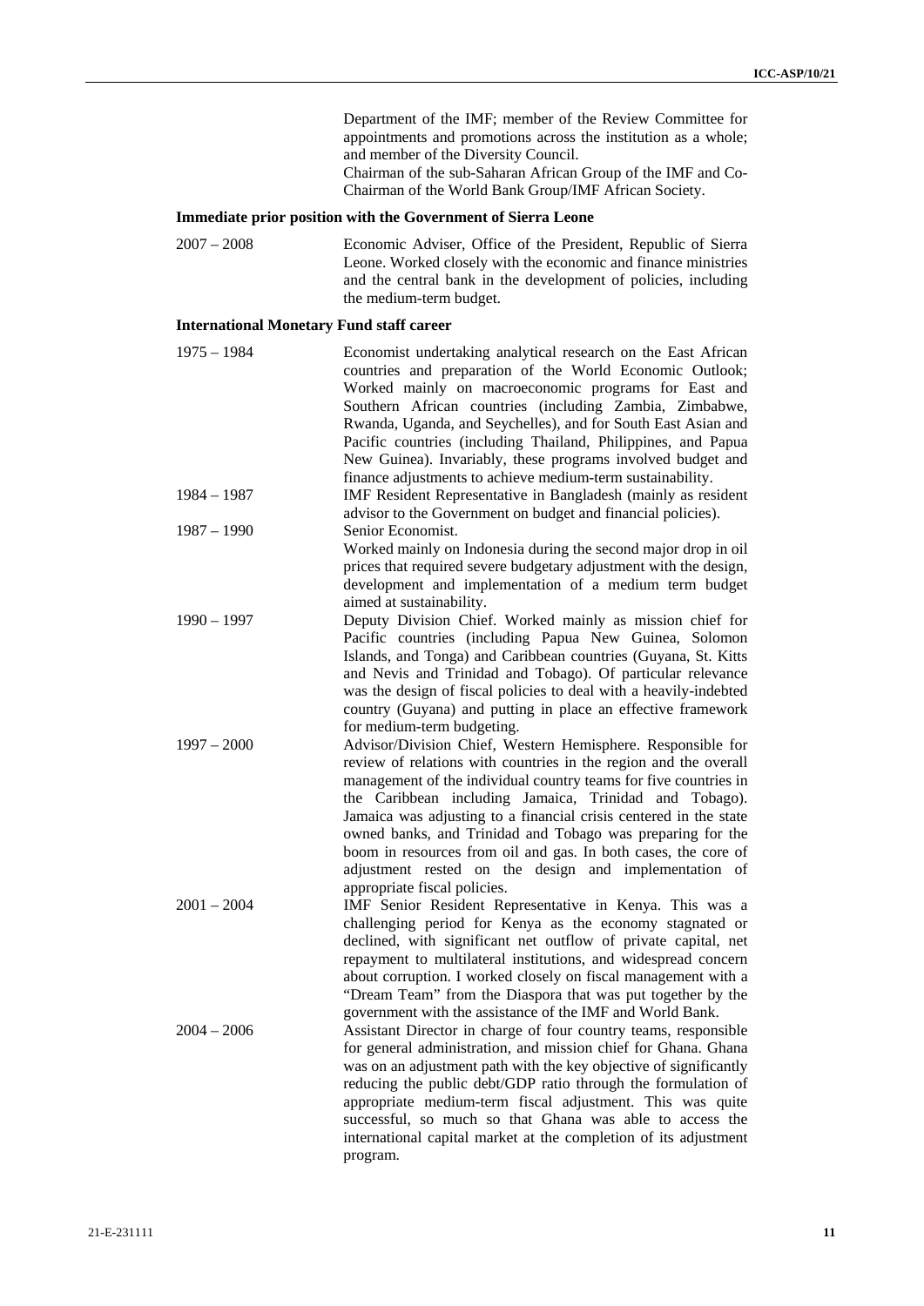Department of the IMF; member of the Review Committee for appointments and promotions across the institution as a whole; and member of the Diversity Council.

Chairman of the sub-Saharan African Group of the IMF and Co-Chairman of the World Bank Group/IMF African Society.

**Immediate prior position with the Government of Sierra Leone**

| | |
|---|---|
| 2007 – 2008 | Economic Adviser, Office of the President, Republic of Sierra Leone. Worked closely with the economic and finance ministries and the central bank in the development of policies, including the medium-term budget. |

**International Monetary Fund staff career**

| | |
|---|---|
| 1975 – 1984 | Economist undertaking analytical research on the East African countries and preparation of the World Economic Outlook; Worked mainly on macroeconomic programs for East and Southern African countries (including Zambia, Zimbabwe, Rwanda, Uganda, and Seychelles), and for South East Asian and Pacific countries (including Thailand, Philippines, and Papua New Guinea). Invariably, these programs involved budget and finance adjustments to achieve medium-term sustainability. |
| 1984 – 1987 | IMF Resident Representative in Bangladesh (mainly as resident advisor to the Government on budget and financial policies). |
| 1987 – 1990 | Senior Economist. Worked mainly on Indonesia during the second major drop in oil prices that required severe budgetary adjustment with the design, development and implementation of a medium term budget aimed at sustainability. |
| 1990 – 1997 | Deputy Division Chief. Worked mainly as mission chief for Pacific countries (including Papua New Guinea, Solomon Islands, and Tonga) and Caribbean countries (Guyana, St. Kitts and Nevis and Trinidad and Tobago). Of particular relevance was the design of fiscal policies to deal with a heavily-indebted country (Guyana) and putting in place an effective framework for medium-term budgeting. |
| 1997 – 2000 | Advisor/Division Chief, Western Hemisphere. Responsible for review of relations with countries in the region and the overall management of the individual country teams for five countries in the Caribbean including Jamaica, Trinidad and Tobago). Jamaica was adjusting to a financial crisis centered in the state owned banks, and Trinidad and Tobago was preparing for the boom in resources from oil and gas. In both cases, the core of adjustment rested on the design and implementation of appropriate fiscal policies. |
| 2001 – 2004 | IMF Senior Resident Representative in Kenya. This was a challenging period for Kenya as the economy stagnated or declined, with significant net outflow of private capital, net repayment to multilateral institutions, and widespread concern about corruption. I worked closely on fiscal management with a "Dream Team" from the Diaspora that was put together by the government with the assistance of the IMF and World Bank. |
| 2004 – 2006 | Assistant Director in charge of four country teams, responsible for general administration, and mission chief for Ghana. Ghana was on an adjustment path with the key objective of significantly reducing the public debt/GDP ratio through the formulation of appropriate medium-term fiscal adjustment. This was quite successful, so much so that Ghana was able to access the international capital market at the completion of its adjustment program. |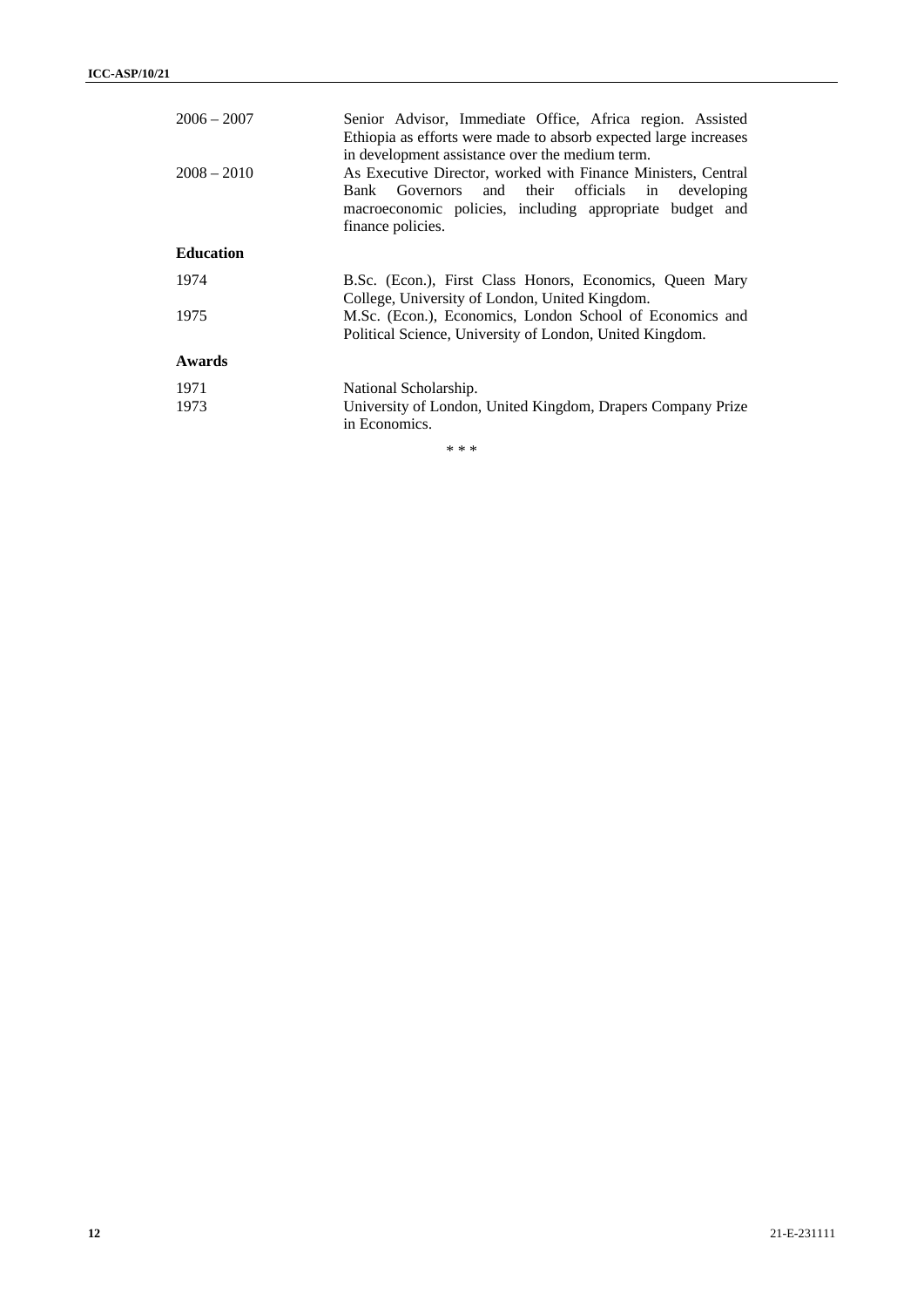| | |
|---|---|
| 2006 – 2007 | Senior Advisor, Immediate Office, Africa region. Assisted Ethiopia as efforts were made to absorb expected large increases in development assistance over the medium term. |
| 2008 – 2010 | As Executive Director, worked with Finance Ministers, Central Bank Governors and their officials in developing macroeconomic policies, including appropriate budget and finance policies. |

**Education**

| | |
|---|---|
| 1974 | B.Sc. (Econ.), First Class Honors, Economics, Queen Mary College, University of London, United Kingdom. |
| 1975 | M.Sc. (Econ.), Economics, London School of Economics and Political Science, University of London, United Kingdom. |

**Awards**

| | |
|---|---|
| 1971 | National Scholarship. |
| 1973 | University of London, United Kingdom, Drapers Company Prize in Economics. |

\* \* \*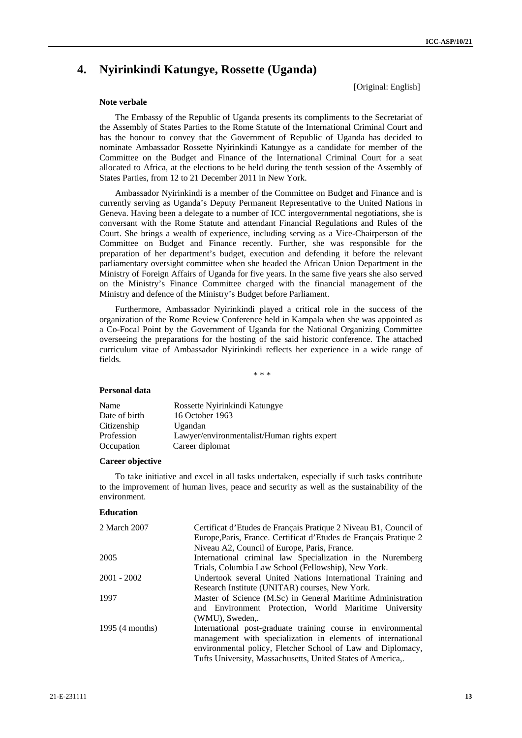## 4. Nyirinkindi Katungye, Rossette (Uganda)

[Original: English]

**Note verbale**

The Embassy of the Republic of Uganda presents its compliments to the Secretariat of the Assembly of States Parties to the Rome Statute of the International Criminal Court and has the honour to convey that the Government of Republic of Uganda has decided to nominate Ambassador Rossette Nyirinkindi Katungye as a candidate for member of the Committee on the Budget and Finance of the International Criminal Court for a seat allocated to Africa, at the elections to be held during the tenth session of the Assembly of States Parties, from 12 to 21 December 2011 in New York.

Ambassador Nyirinkindi is a member of the Committee on Budget and Finance and is currently serving as Uganda's Deputy Permanent Representative to the United Nations in Geneva. Having been a delegate to a number of ICC intergovernmental negotiations, she is conversant with the Rome Statute and attendant Financial Regulations and Rules of the Court. She brings a wealth of experience, including serving as a Vice-Chairperson of the Committee on Budget and Finance recently. Further, she was responsible for the preparation of her department's budget, execution and defending it before the relevant parliamentary oversight committee when she headed the African Union Department in the Ministry of Foreign Affairs of Uganda for five years. In the same five years she also served on the Ministry's Finance Committee charged with the financial management of the Ministry and defence of the Ministry's Budget before Parliament.

Furthermore, Ambassador Nyirinkindi played a critical role in the success of the organization of the Rome Review Conference held in Kampala when she was appointed as a Co-Focal Point by the Government of Uganda for the National Organizing Committee overseeing the preparations for the hosting of the said historic conference. The attached curriculum vitae of Ambassador Nyirinkindi reflects her experience in a wide range of fields.

\* \* \*

**Personal data**

| | |
|---|---|
| Name | Rossette Nyirinkindi Katungye |
| Date of birth | 16 October 1963 |
| Citizenship | Ugandan |
| Profession | Lawyer/environmentalist/Human rights expert |
| Occupation | Career diplomat |

**Career objective**

To take initiative and excel in all tasks undertaken, especially if such tasks contribute to the improvement of human lives, peace and security as well as the sustainability of the environment.

**Education**

| | |
|---|---|
| 2 March 2007 | Certificat d'Etudes de Français Pratique 2 Niveau B1, Council of Europe,Paris, France. Certificat d'Etudes de Français Pratique 2 Niveau A2, Council of Europe, Paris, France. |
| 2005 | International criminal law Specialization in the Nuremberg Trials, Columbia Law School (Fellowship), New York. |
| 2001 - 2002 | Undertook several United Nations International Training and Research Institute (UNITAR) courses, New York. |
| 1997 | Master of Science (M.Sc) in General Maritime Administration and Environment Protection, World Maritime University (WMU), Sweden,. |
| 1995 (4 months) | International post-graduate training course in environmental management with specialization in elements of international environmental policy, Fletcher School of Law and Diplomacy, Tufts University, Massachusetts, United States of America,. |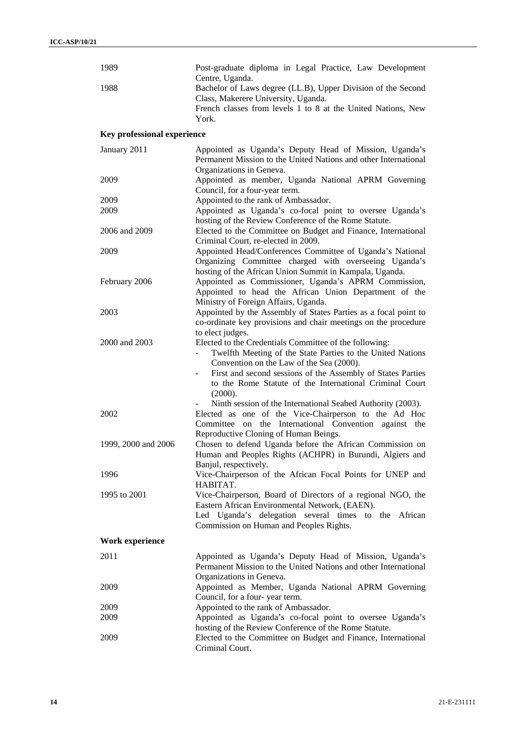| | |
|---|---|
| 1989 | Post-graduate diploma in Legal Practice, Law Development Centre, Uganda. |
| 1988 | Bachelor of Laws degree (LL.B), Upper Division of the Second Class, Makerere University, Uganda. |
| | French classes from levels 1 to 8 at the United Nations, New York. |

**Key professional experience**

| | |
|---|---|
| January 2011 | Appointed as Uganda's Deputy Head of Mission, Uganda's Permanent Mission to the United Nations and other International Organizations in Geneva. |
| 2009 | Appointed as member, Uganda National APRM Governing Council, for a four-year term. |
| 2009 | Appointed to the rank of Ambassador. |
| 2009 | Appointed as Uganda's co-focal point to oversee Uganda's hosting of the Review Conference of the Rome Statute. |
| 2006 and 2009 | Elected to the Committee on Budget and Finance, International Criminal Court, re-elected in 2009. |
| 2009 | Appointed Head/Conferences Committee of Uganda's National Organizing Committee charged with overseeing Uganda's hosting of the African Union Summit in Kampala, Uganda. |
| February 2006 | Appointed as Commissioner, Uganda's APRM Commission, Appointed to head the African Union Department of the Ministry of Foreign Affairs, Uganda. |
| 2003 | Appointed by the Assembly of States Parties as a focal point to co-ordinate key provisions and chair meetings on the procedure to elect judges. |
| 2000 and 2003 | Elected to the Credentials Committee of the following:<br>- Twelfth Meeting of the State Parties to the United Nations Convention on the Law of the Sea (2000).<br>- First and second sessions of the Assembly of States Parties to the Rome Statute of the International Criminal Court (2000).<br>- Ninth session of the International Seabed Authority (2003). |
| 2002 | Elected as one of the Vice-Chairperson to the Ad Hoc Committee on the International Convention against the Reproductive Cloning of Human Beings. |
| 1999, 2000 and 2006 | Chosen to defend Uganda before the African Commission on Human and Peoples Rights (ACHPR) in Burundi, Algiers and Banjul, respectively. |
| 1996 | Vice-Chairperson of the African Focal Points for UNEP and HABITAT. |
| 1995 to 2001 | Vice-Chairperson, Board of Directors of a regional NGO, the Eastern African Environmental Network, (EAEN). |
| | Led Uganda's delegation several times to the African Commission on Human and Peoples Rights. |

**Work experience**

| | |
|---|---|
| 2011 | Appointed as Uganda's Deputy Head of Mission, Uganda's Permanent Mission to the United Nations and other International Organizations in Geneva. |
| 2009 | Appointed as Member, Uganda National APRM Governing Council, for a four- year term. |
| 2009 | Appointed to the rank of Ambassador. |
| 2009 | Appointed as Uganda's co-focal point to oversee Uganda's hosting of the Review Conference of the Rome Statute. |
| 2009 | Elected to the Committee on Budget and Finance, International Criminal Court. |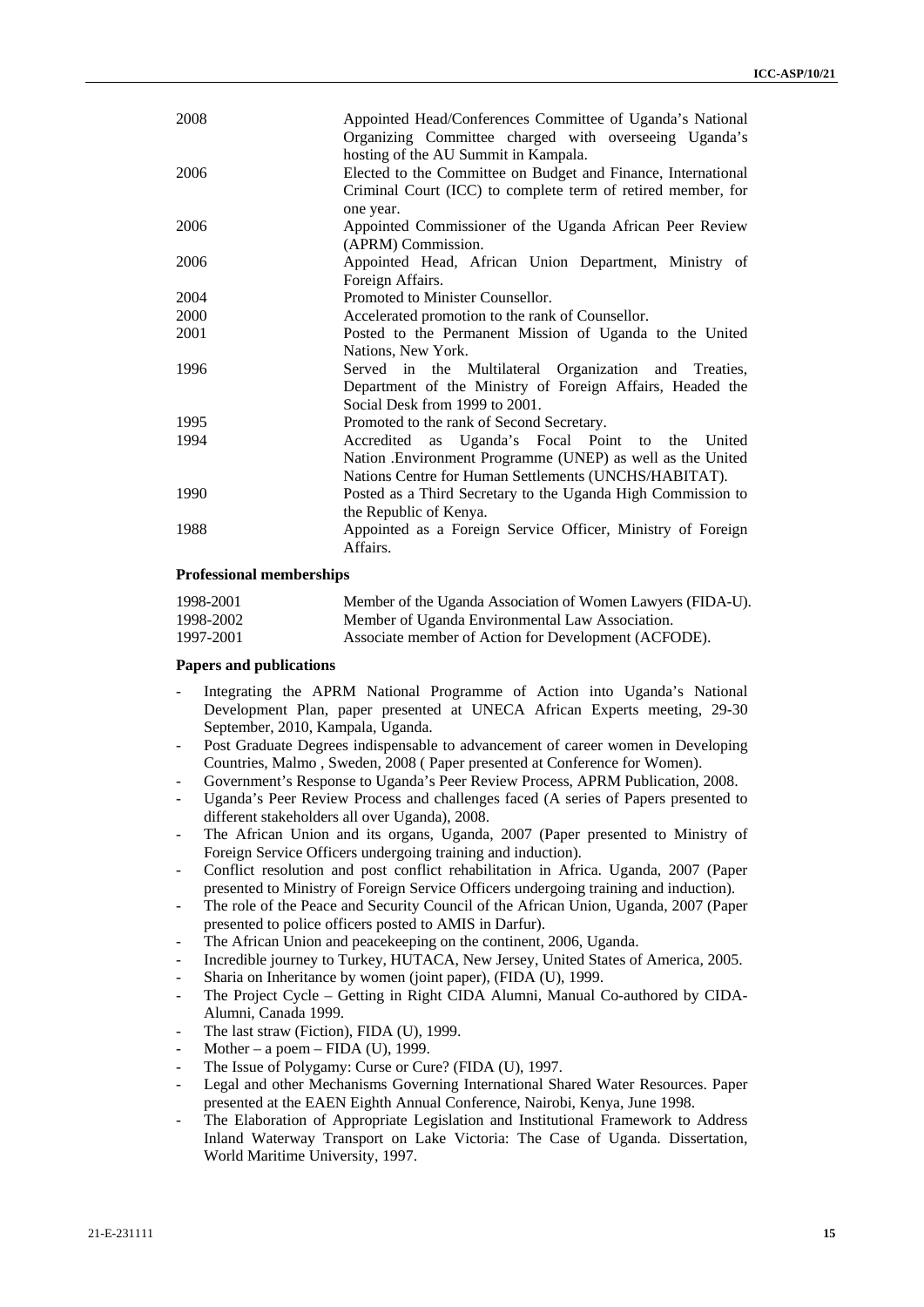| | |
|---|---|
| 2008 | Appointed Head/Conferences Committee of Uganda's National Organizing Committee charged with overseeing Uganda's hosting of the AU Summit in Kampala. |
| 2006 | Elected to the Committee on Budget and Finance, International Criminal Court (ICC) to complete term of retired member, for one year. |
| 2006 | Appointed Commissioner of the Uganda African Peer Review (APRM) Commission. |
| 2006 | Appointed Head, African Union Department, Ministry of Foreign Affairs. |
| 2004 | Promoted to Minister Counsellor. |
| 2000 | Accelerated promotion to the rank of Counsellor. |
| 2001 | Posted to the Permanent Mission of Uganda to the United Nations, New York. |
| 1996 | Served in the Multilateral Organization and Treaties, Department of the Ministry of Foreign Affairs, Headed the Social Desk from 1999 to 2001. |
| 1995 | Promoted to the rank of Second Secretary. |
| 1994 | Accredited as Uganda's Focal Point to the United Nation .Environment Programme (UNEP) as well as the United Nations Centre for Human Settlements (UNCHS/HABITAT). |
| 1990 | Posted as a Third Secretary to the Uganda High Commission to the Republic of Kenya. |
| 1988 | Appointed as a Foreign Service Officer, Ministry of Foreign Affairs. |

**Professional memberships**

| | |
|---|---|
| 1998-2001 | Member of the Uganda Association of Women Lawyers (FIDA-U). |
| 1998-2002 | Member of Uganda Environmental Law Association. |
| 1997-2001 | Associate member of Action for Development (ACFODE). |

**Papers and publications**

- Integrating the APRM National Programme of Action into Uganda's National Development Plan, paper presented at UNECA African Experts meeting, 29-30 September, 2010, Kampala, Uganda.
- Post Graduate Degrees indispensable to advancement of career women in Developing Countries, Malmo , Sweden, 2008 ( Paper presented at Conference for Women).
- Government's Response to Uganda's Peer Review Process, APRM Publication, 2008.
- Uganda's Peer Review Process and challenges faced (A series of Papers presented to different stakeholders all over Uganda), 2008.
- The African Union and its organs, Uganda, 2007 (Paper presented to Ministry of Foreign Service Officers undergoing training and induction).
- Conflict resolution and post conflict rehabilitation in Africa. Uganda, 2007 (Paper presented to Ministry of Foreign Service Officers undergoing training and induction).
- The role of the Peace and Security Council of the African Union, Uganda, 2007 (Paper presented to police officers posted to AMIS in Darfur).
- The African Union and peacekeeping on the continent, 2006, Uganda.
- Incredible journey to Turkey, HUTACA, New Jersey, United States of America, 2005.
- Sharia on Inheritance by women (joint paper), (FIDA (U), 1999.
- The Project Cycle – Getting in Right CIDA Alumni, Manual Co-authored by CIDA-Alumni, Canada 1999.
- The last straw (Fiction), FIDA (U), 1999.
- Mother – a poem – FIDA (U), 1999.
- The Issue of Polygamy: Curse or Cure? (FIDA (U), 1997.
- Legal and other Mechanisms Governing International Shared Water Resources. Paper presented at the EAEN Eighth Annual Conference, Nairobi, Kenya, June 1998.
- The Elaboration of Appropriate Legislation and Institutional Framework to Address Inland Waterway Transport on Lake Victoria: The Case of Uganda. Dissertation, World Maritime University, 1997.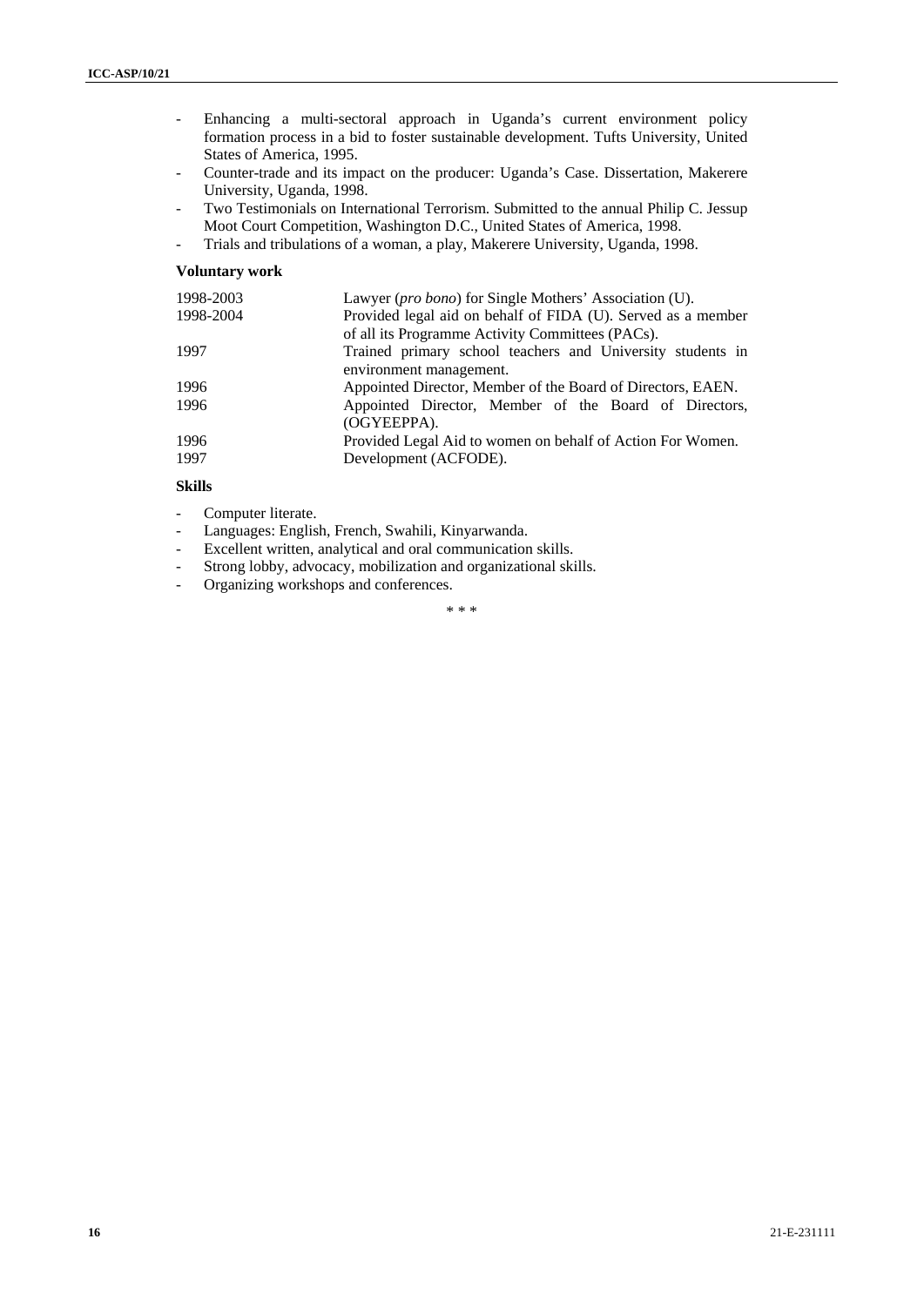- Enhancing a multi-sectoral approach in Uganda's current environment policy formation process in a bid to foster sustainable development. Tufts University, United States of America, 1995.
- Counter-trade and its impact on the producer: Uganda's Case. Dissertation, Makerere University, Uganda, 1998.
- Two Testimonials on International Terrorism. Submitted to the annual Philip C. Jessup Moot Court Competition, Washington D.C., United States of America, 1998.
- Trials and tribulations of a woman, a play, Makerere University, Uganda, 1998.

**Voluntary work**

| | |
|---|---|
| 1998-2003 | Lawyer (*pro bono*) for Single Mothers' Association (U). |
| 1998-2004 | Provided legal aid on behalf of FIDA (U). Served as a member of all its Programme Activity Committees (PACs). |
| 1997 | Trained primary school teachers and University students in environment management. |
| 1996 | Appointed Director, Member of the Board of Directors, EAEN. |
| 1996 | Appointed Director, Member of the Board of Directors, (OGYEEPPA). |
| 1996 | Provided Legal Aid to women on behalf of Action For Women. |
| 1997 | Development (ACFODE). |

**Skills**

- Computer literate.
- Languages: English, French, Swahili, Kinyarwanda.
- Excellent written, analytical and oral communication skills.
- Strong lobby, advocacy, mobilization and organizational skills.
- Organizing workshops and conferences.

\* \* \*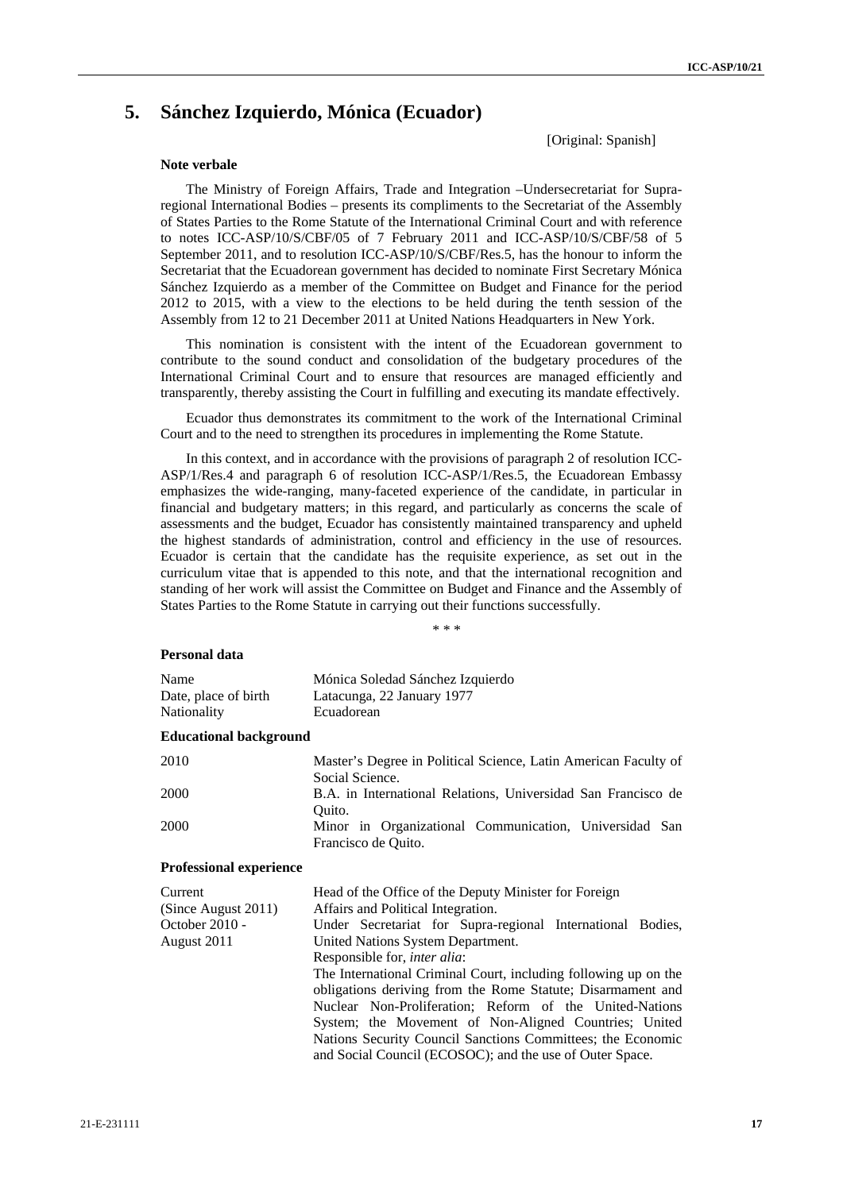## 5. Sánchez Izquierdo, Mónica (Ecuador)

[Original: Spanish]

### Note verbale

The Ministry of Foreign Affairs, Trade and Integration –Undersecretariat for Supra-regional International Bodies – presents its compliments to the Secretariat of the Assembly of States Parties to the Rome Statute of the International Criminal Court and with reference to notes ICC-ASP/10/S/CBF/05 of 7 February 2011 and ICC-ASP/10/S/CBF/58 of 5 September 2011, and to resolution ICC-ASP/10/S/CBF/Res.5, has the honour to inform the Secretariat that the Ecuadorean government has decided to nominate First Secretary Mónica Sánchez Izquierdo as a member of the Committee on Budget and Finance for the period 2012 to 2015, with a view to the elections to be held during the tenth session of the Assembly from 12 to 21 December 2011 at United Nations Headquarters in New York.

This nomination is consistent with the intent of the Ecuadorean government to contribute to the sound conduct and consolidation of the budgetary procedures of the International Criminal Court and to ensure that resources are managed efficiently and transparently, thereby assisting the Court in fulfilling and executing its mandate effectively.

Ecuador thus demonstrates its commitment to the work of the International Criminal Court and to the need to strengthen its procedures in implementing the Rome Statute.

In this context, and in accordance with the provisions of paragraph 2 of resolution ICC-ASP/1/Res.4 and paragraph 6 of resolution ICC-ASP/1/Res.5, the Ecuadorean Embassy emphasizes the wide-ranging, many-faceted experience of the candidate, in particular in financial and budgetary matters; in this regard, and particularly as concerns the scale of assessments and the budget, Ecuador has consistently maintained transparency and upheld the highest standards of administration, control and efficiency in the use of resources. Ecuador is certain that the candidate has the requisite experience, as set out in the curriculum vitae that is appended to this note, and that the international recognition and standing of her work will assist the Committee on Budget and Finance and the Assembly of States Parties to the Rome Statute in carrying out their functions successfully.

\* \* \*

### Personal data

| | |
|---|---|
| Name | Mónica Soledad Sánchez Izquierdo |
| Date, place of birth | Latacunga, 22 January 1977 |
| Nationality | Ecuadorean |

### Educational background

| | |
|---|---|
| 2010 | Master's Degree in Political Science, Latin American Faculty of Social Science. |
| 2000 | B.A. in International Relations, Universidad San Francisco de Quito. |
| 2000 | Minor in Organizational Communication, Universidad San Francisco de Quito. |

### Professional experience

| | |
|---|---|
| Current (Since August 2011) | Head of the Office of the Deputy Minister for Foreign Affairs and Political Integration. |
| October 2010 - August 2011 | Under Secretariat for Supra-regional International Bodies, United Nations System Department.<br>Responsible for, *inter alia*:<br>The International Criminal Court, including following up on the obligations deriving from the Rome Statute; Disarmament and Nuclear Non-Proliferation; Reform of the United-Nations System; the Movement of Non-Aligned Countries; United Nations Security Council Sanctions Committees; the Economic and Social Council (ECOSOC); and the use of Outer Space. |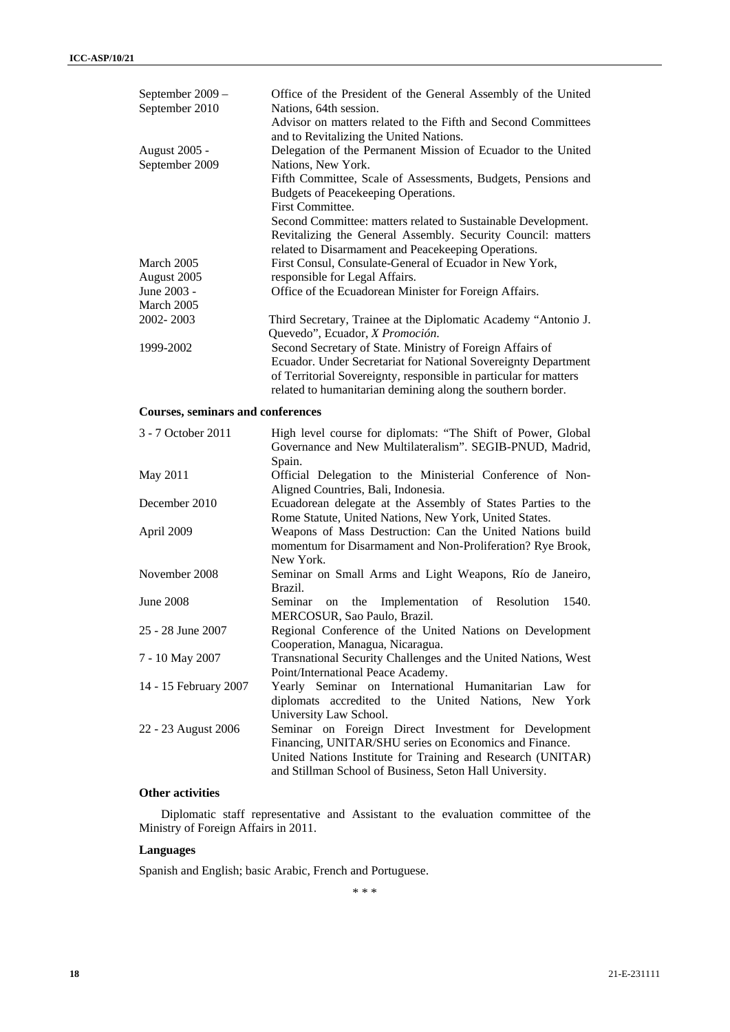| | |
|---|---|
| September 2009 – September 2010 | Office of the President of the General Assembly of the United Nations, 64th session. Advisor on matters related to the Fifth and Second Committees and to Revitalizing the United Nations. |
| August 2005 - September 2009 | Delegation of the Permanent Mission of Ecuador to the United Nations, New York. Fifth Committee, Scale of Assessments, Budgets, Pensions and Budgets of Peacekeeping Operations. First Committee. Second Committee: matters related to Sustainable Development. Revitalizing the General Assembly. Security Council: matters related to Disarmament and Peacekeeping Operations. |
| March 2005 August 2005 | First Consul, Consulate-General of Ecuador in New York, responsible for Legal Affairs. |
| June 2003 - March 2005 | Office of the Ecuadorean Minister for Foreign Affairs. |
| 2002- 2003 | Third Secretary, Trainee at the Diplomatic Academy "Antonio J. Quevedo", Ecuador, *X Promoción.* |
| 1999-2002 | Second Secretary of State. Ministry of Foreign Affairs of Ecuador. Under Secretariat for National Sovereignty Department of Territorial Sovereignty, responsible in particular for matters related to humanitarian demining along the southern border. |

**Courses, seminars and conferences**

| | |
|---|---|
| 3 - 7 October 2011 | High level course for diplomats: "The Shift of Power, Global Governance and New Multilateralism". SEGIB-PNUD, Madrid, Spain. |
| May 2011 | Official Delegation to the Ministerial Conference of Non-Aligned Countries, Bali, Indonesia. |
| December 2010 | Ecuadorean delegate at the Assembly of States Parties to the Rome Statute, United Nations, New York, United States. |
| April 2009 | Weapons of Mass Destruction: Can the United Nations build momentum for Disarmament and Non-Proliferation? Rye Brook, New York. |
| November 2008 | Seminar on Small Arms and Light Weapons, Río de Janeiro, Brazil. |
| June 2008 | Seminar on the Implementation of Resolution 1540. MERCOSUR, Sao Paulo, Brazil. |
| 25 - 28 June 2007 | Regional Conference of the United Nations on Development Cooperation, Managua, Nicaragua. |
| 7 - 10 May 2007 | Transnational Security Challenges and the United Nations, West Point/International Peace Academy. |
| 14 - 15 February 2007 | Yearly Seminar on International Humanitarian Law for diplomats accredited to the United Nations, New York University Law School. |
| 22 - 23 August 2006 | Seminar on Foreign Direct Investment for Development Financing, UNITAR/SHU series on Economics and Finance. United Nations Institute for Training and Research (UNITAR) and Stillman School of Business, Seton Hall University. |

**Other activities**

Diplomatic staff representative and Assistant to the evaluation committee of the Ministry of Foreign Affairs in 2011.

**Languages**

Spanish and English; basic Arabic, French and Portuguese.

\* \* \*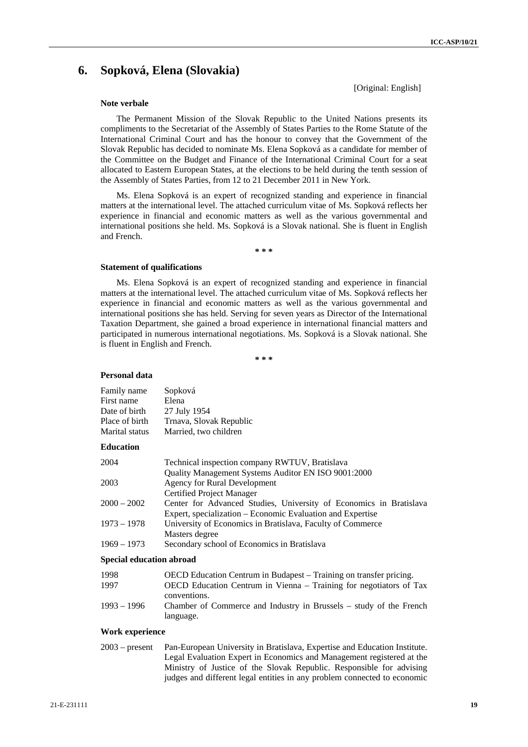## 6. Sopková, Elena (Slovakia)

[Original: English]

### Note verbale

The Permanent Mission of the Slovak Republic to the United Nations presents its compliments to the Secretariat of the Assembly of States Parties to the Rome Statute of the International Criminal Court and has the honour to convey that the Government of the Slovak Republic has decided to nominate Ms. Elena Sopková as a candidate for member of the Committee on the Budget and Finance of the International Criminal Court for a seat allocated to Eastern European States, at the elections to be held during the tenth session of the Assembly of States Parties, from 12 to 21 December 2011 in New York.

Ms. Elena Sopková is an expert of recognized standing and experience in financial matters at the international level. The attached curriculum vitae of Ms. Sopková reflects her experience in financial and economic matters as well as the various governmental and international positions she held. Ms. Sopková is a Slovak national. She is fluent in English and French.

\* \* \*

### Statement of qualifications

Ms. Elena Sopková is an expert of recognized standing and experience in financial matters at the international level. The attached curriculum vitae of Ms. Sopková reflects her experience in financial and economic matters as well as the various governmental and international positions she has held. Serving for seven years as Director of the International Taxation Department, she gained a broad experience in international financial matters and participated in numerous international negotiations. Ms. Sopková is a Slovak national. She is fluent in English and French.

\* \* \*

### Personal data

| | |
|---|---|
| Family name | Sopková |
| First name | Elena |
| Date of birth | 27 July 1954 |
| Place of birth | Trnava, Slovak Republic |
| Marital status | Married, two children |

### Education

| | |
|---|---|
| 2004 | Technical inspection company RWTUV, Bratislava<br>Quality Management Systems Auditor EN ISO 9001:2000 |
| 2003 | Agency for Rural Development<br>Certified Project Manager |
| 2000 – 2002 | Center for Advanced Studies, University of Economics in Bratislava<br>Expert, specialization – Economic Evaluation and Expertise |
| 1973 – 1978 | University of Economics in Bratislava, Faculty of Commerce<br>Masters degree |
| 1969 – 1973 | Secondary school of Economics in Bratislava |

### Special education abroad

| | |
|---|---|
| 1998 | OECD Education Centrum in Budapest – Training on transfer pricing. |
| 1997 | OECD Education Centrum in Vienna – Training for negotiators of Tax conventions. |
| 1993 – 1996 | Chamber of Commerce and Industry in Brussels – study of the French language. |

### Work experience

| | |
|---|---|
| 2003 – present | Pan-European University in Bratislava, Expertise and Education Institute. Legal Evaluation Expert in Economics and Management registered at the Ministry of Justice of the Slovak Republic. Responsible for advising judges and different legal entities in any problem connected to economic |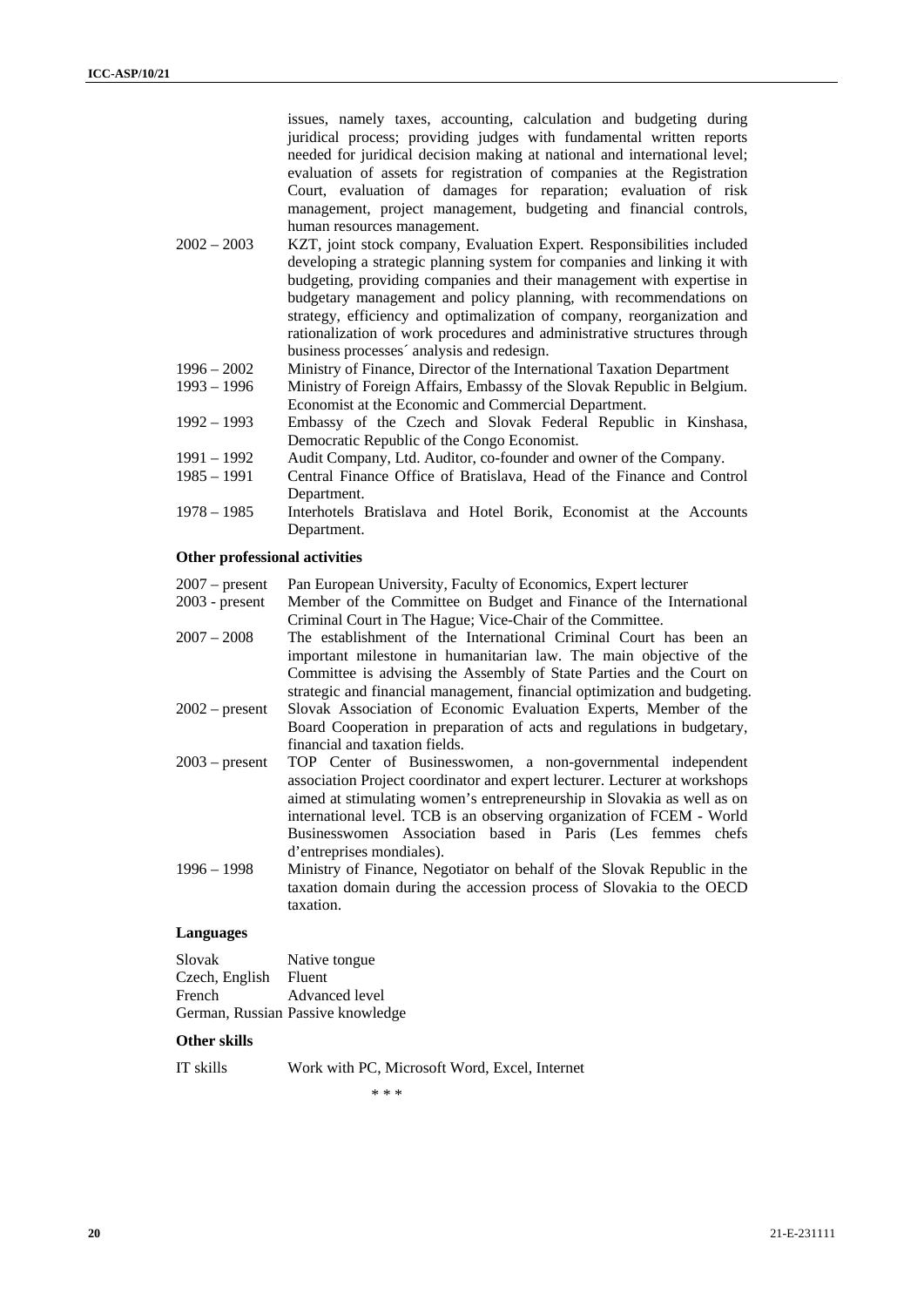issues, namely taxes, accounting, calculation and budgeting during juridical process; providing judges with fundamental written reports needed for juridical decision making at national and international level; evaluation of assets for registration of companies at the Registration Court, evaluation of damages for reparation; evaluation of risk management, project management, budgeting and financial controls, human resources management.

| | |
|---|---|
| 2002 – 2003 | KZT, joint stock company, Evaluation Expert. Responsibilities included developing a strategic planning system for companies and linking it with budgeting, providing companies and their management with expertise in budgetary management and policy planning, with recommendations on strategy, efficiency and optimalization of company, reorganization and rationalization of work procedures and administrative structures through business processes´ analysis and redesign. |
| 1996 – 2002 | Ministry of Finance, Director of the International Taxation Department |
| 1993 – 1996 | Ministry of Foreign Affairs, Embassy of the Slovak Republic in Belgium. Economist at the Economic and Commercial Department. |
| 1992 – 1993 | Embassy of the Czech and Slovak Federal Republic in Kinshasa, Democratic Republic of the Congo Economist. |
| 1991 – 1992 | Audit Company, Ltd. Auditor, co-founder and owner of the Company. |
| 1985 – 1991 | Central Finance Office of Bratislava, Head of the Finance and Control Department. |
| 1978 – 1985 | Interhotels Bratislava and Hotel Borik, Economist at the Accounts Department. |

### Other professional activities

| | |
|---|---|
| 2007 – present | Pan European University, Faculty of Economics, Expert lecturer |
| 2003 - present | Member of the Committee on Budget and Finance of the International Criminal Court in The Hague; Vice-Chair of the Committee. |
| 2007 – 2008 | The establishment of the International Criminal Court has been an important milestone in humanitarian law. The main objective of the Committee is advising the Assembly of State Parties and the Court on strategic and financial management, financial optimization and budgeting. |
| 2002 – present | Slovak Association of Economic Evaluation Experts, Member of the Board Cooperation in preparation of acts and regulations in budgetary, financial and taxation fields. |
| 2003 – present | TOP Center of Businesswomen, a non-governmental independent association Project coordinator and expert lecturer. Lecturer at workshops aimed at stimulating women's entrepreneurship in Slovakia as well as on international level. TCB is an observing organization of FCEM - World Businesswomen Association based in Paris (Les femmes chefs d'entreprises mondiales). |
| 1996 – 1998 | Ministry of Finance, Negotiator on behalf of the Slovak Republic in the taxation domain during the accession process of Slovakia to the OECD taxation. |

### Languages

| | |
|---|---|
| Slovak | Native tongue |
| Czech, English | Fluent |
| French | Advanced level |
| German, Russian | Passive knowledge |

### Other skills

| | |
|---|---|
| IT skills | Work with PC, Microsoft Word, Excel, Internet |

\* \* \*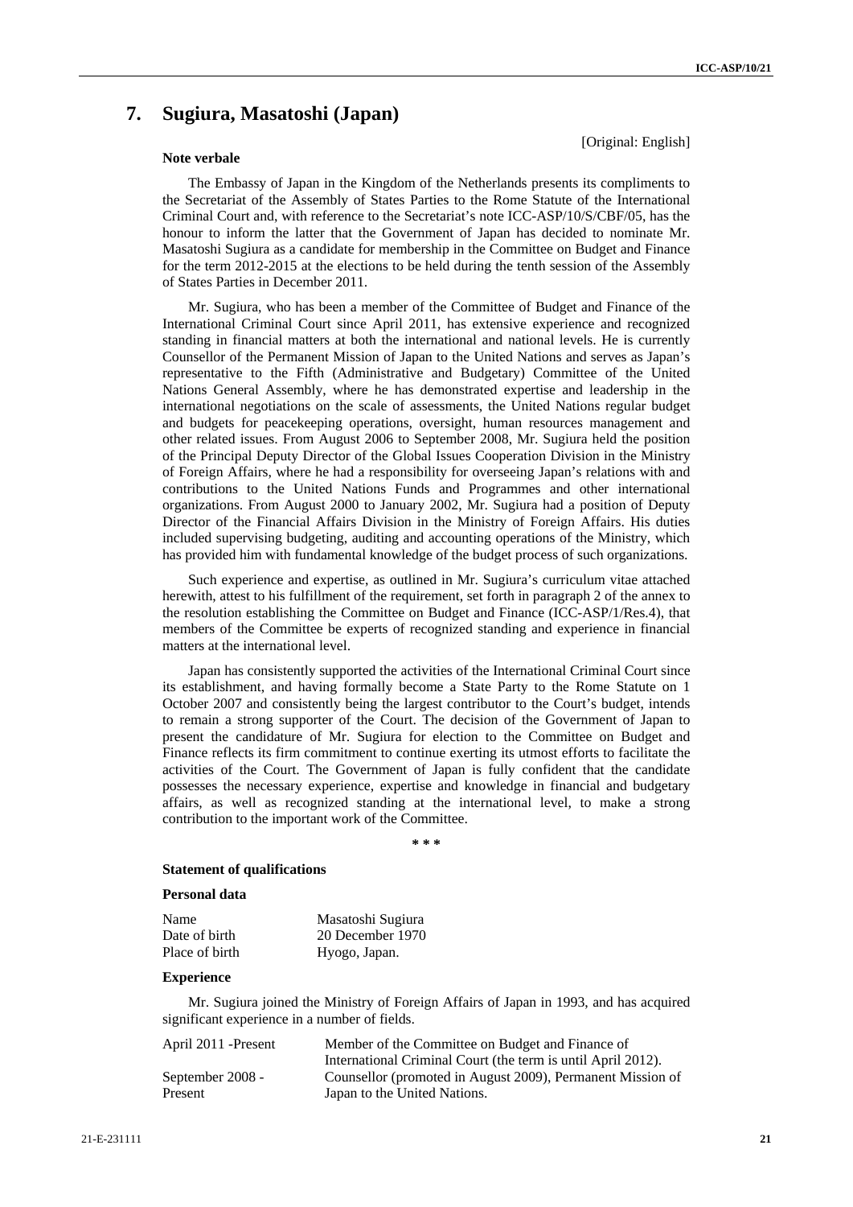# 7. Sugiura, Masatoshi (Japan)

[Original: English]

**Note verbale**

The Embassy of Japan in the Kingdom of the Netherlands presents its compliments to the Secretariat of the Assembly of States Parties to the Rome Statute of the International Criminal Court and, with reference to the Secretariat's note ICC-ASP/10/S/CBF/05, has the honour to inform the latter that the Government of Japan has decided to nominate Mr. Masatoshi Sugiura as a candidate for membership in the Committee on Budget and Finance for the term 2012-2015 at the elections to be held during the tenth session of the Assembly of States Parties in December 2011.

Mr. Sugiura, who has been a member of the Committee of Budget and Finance of the International Criminal Court since April 2011, has extensive experience and recognized standing in financial matters at both the international and national levels. He is currently Counsellor of the Permanent Mission of Japan to the United Nations and serves as Japan's representative to the Fifth (Administrative and Budgetary) Committee of the United Nations General Assembly, where he has demonstrated expertise and leadership in the international negotiations on the scale of assessments, the United Nations regular budget and budgets for peacekeeping operations, oversight, human resources management and other related issues. From August 2006 to September 2008, Mr. Sugiura held the position of the Principal Deputy Director of the Global Issues Cooperation Division in the Ministry of Foreign Affairs, where he had a responsibility for overseeing Japan's relations with and contributions to the United Nations Funds and Programmes and other international organizations. From August 2000 to January 2002, Mr. Sugiura had a position of Deputy Director of the Financial Affairs Division in the Ministry of Foreign Affairs. His duties included supervising budgeting, auditing and accounting operations of the Ministry, which has provided him with fundamental knowledge of the budget process of such organizations.

Such experience and expertise, as outlined in Mr. Sugiura's curriculum vitae attached herewith, attest to his fulfillment of the requirement, set forth in paragraph 2 of the annex to the resolution establishing the Committee on Budget and Finance (ICC-ASP/1/Res.4), that members of the Committee be experts of recognized standing and experience in financial matters at the international level.

Japan has consistently supported the activities of the International Criminal Court since its establishment, and having formally become a State Party to the Rome Statute on 1 October 2007 and consistently being the largest contributor to the Court's budget, intends to remain a strong supporter of the Court. The decision of the Government of Japan to present the candidature of Mr. Sugiura for election to the Committee on Budget and Finance reflects its firm commitment to continue exerting its utmost efforts to facilitate the activities of the Court. The Government of Japan is fully confident that the candidate possesses the necessary experience, expertise and knowledge in financial and budgetary affairs, as well as recognized standing at the international level, to make a strong contribution to the important work of the Committee.

\* \* \*

**Statement of qualifications**

**Personal data**

| | |
|---|---|
| Name | Masatoshi Sugiura |
| Date of birth | 20 December 1970 |
| Place of birth | Hyogo, Japan. |

**Experience**

Mr. Sugiura joined the Ministry of Foreign Affairs of Japan in 1993, and has acquired significant experience in a number of fields.

| | |
|---|---|
| April 2011 -Present | Member of the Committee on Budget and Finance of International Criminal Court (the term is until April 2012). |
| September 2008 - Present | Counsellor (promoted in August 2009), Permanent Mission of Japan to the United Nations. |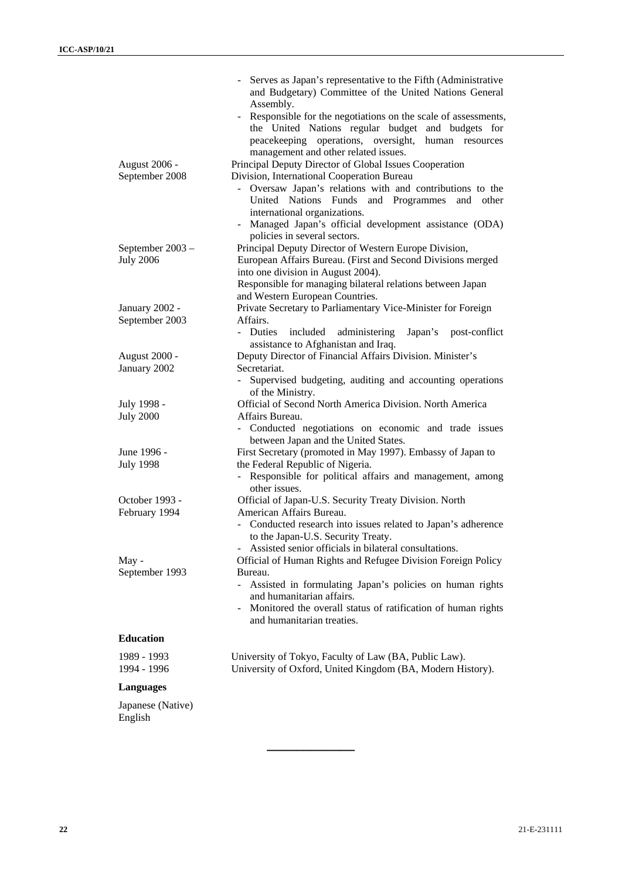- Serves as Japan's representative to the Fifth (Administrative and Budgetary) Committee of the United Nations General Assembly.
- Responsible for the negotiations on the scale of assessments, the United Nations regular budget and budgets for peacekeeping operations, oversight, human resources management and other related issues.

| | |
|---|---|
| August 2006 - September 2008 | Principal Deputy Director of Global Issues Cooperation Division, International Cooperation Bureau<br>- Oversaw Japan's relations with and contributions to the United Nations Funds and Programmes and other international organizations.<br>- Managed Japan's official development assistance (ODA) policies in several sectors. |
| September 2003 – July 2006 | Principal Deputy Director of Western Europe Division, European Affairs Bureau. (First and Second Divisions merged into one division in August 2004).<br>Responsible for managing bilateral relations between Japan and Western European Countries. |
| January 2002 - September 2003 | Private Secretary to Parliamentary Vice-Minister for Foreign Affairs.<br>- Duties included administering Japan's post-conflict assistance to Afghanistan and Iraq. |
| August 2000 - January 2002 | Deputy Director of Financial Affairs Division. Minister's Secretariat.<br>- Supervised budgeting, auditing and accounting operations of the Ministry. |
| July 1998 - July 2000 | Official of Second North America Division. North America Affairs Bureau.<br>- Conducted negotiations on economic and trade issues between Japan and the United States. |
| June 1996 - July 1998 | First Secretary (promoted in May 1997). Embassy of Japan to the Federal Republic of Nigeria.<br>- Responsible for political affairs and management, among other issues. |
| October 1993 - February 1994 | Official of Japan-U.S. Security Treaty Division. North American Affairs Bureau.<br>- Conducted research into issues related to Japan's adherence to the Japan-U.S. Security Treaty.<br>- Assisted senior officials in bilateral consultations. |
| May - September 1993 | Official of Human Rights and Refugee Division Foreign Policy Bureau.<br>- Assisted in formulating Japan's policies on human rights and humanitarian affairs.<br>- Monitored the overall status of ratification of human rights and humanitarian treaties. |

**Education**

| | |
|---|---|
| 1989 - 1993 | University of Tokyo, Faculty of Law (BA, Public Law). |
| 1994 - 1996 | University of Oxford, United Kingdom (BA, Modern History). |

**Languages**

Japanese (Native)
English